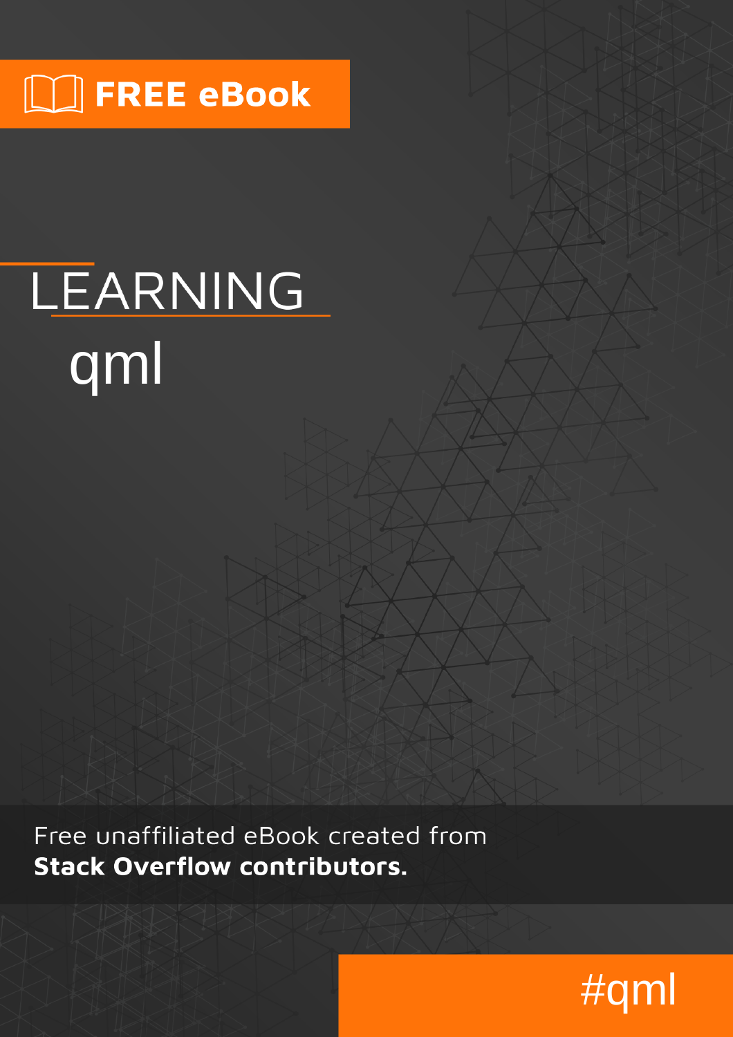FREE eBook

# LEARNING qml

Free unaffiliated eBook created from **Stack Overflow contributors.**

#qml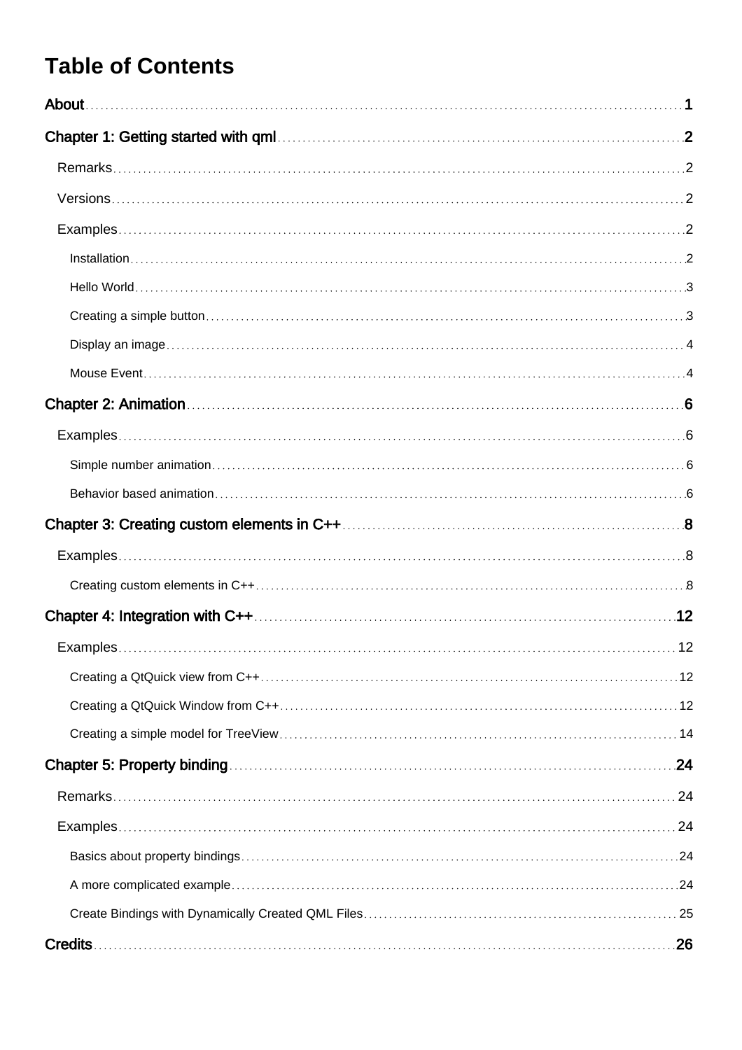# Table of Contents

About ... 1

Chapter 1: Getting started with qml ... 2

- Remarks ... 2
- Versions ... 2
- Examples ... 2
  - Installation ... 2
  - Hello World ... 3
  - Creating a simple button ... 3
  - Display an image ... 4
  - Mouse Event ... 4

Chapter 2: Animation ... 6

- Examples ... 6
  - Simple number animation ... 6
  - Behavior based animation ... 6

Chapter 3: Creating custom elements in C++ ... 8

- Examples ... 8
  - Creating custom elements in C++ ... 8

Chapter 4: Integration with C++ ... 12

- Examples ... 12
  - Creating a QtQuick view from C++ ... 12
  - Creating a QtQuick Window from C++ ... 12
  - Creating a simple model for TreeView ... 14

Chapter 5: Property binding ... 24

- Remarks ... 24
- Examples ... 24
  - Basics about property bindings ... 24
  - A more complicated example ... 24
  - Create Bindings with Dynamically Created QML Files ... 25

Credits ... 26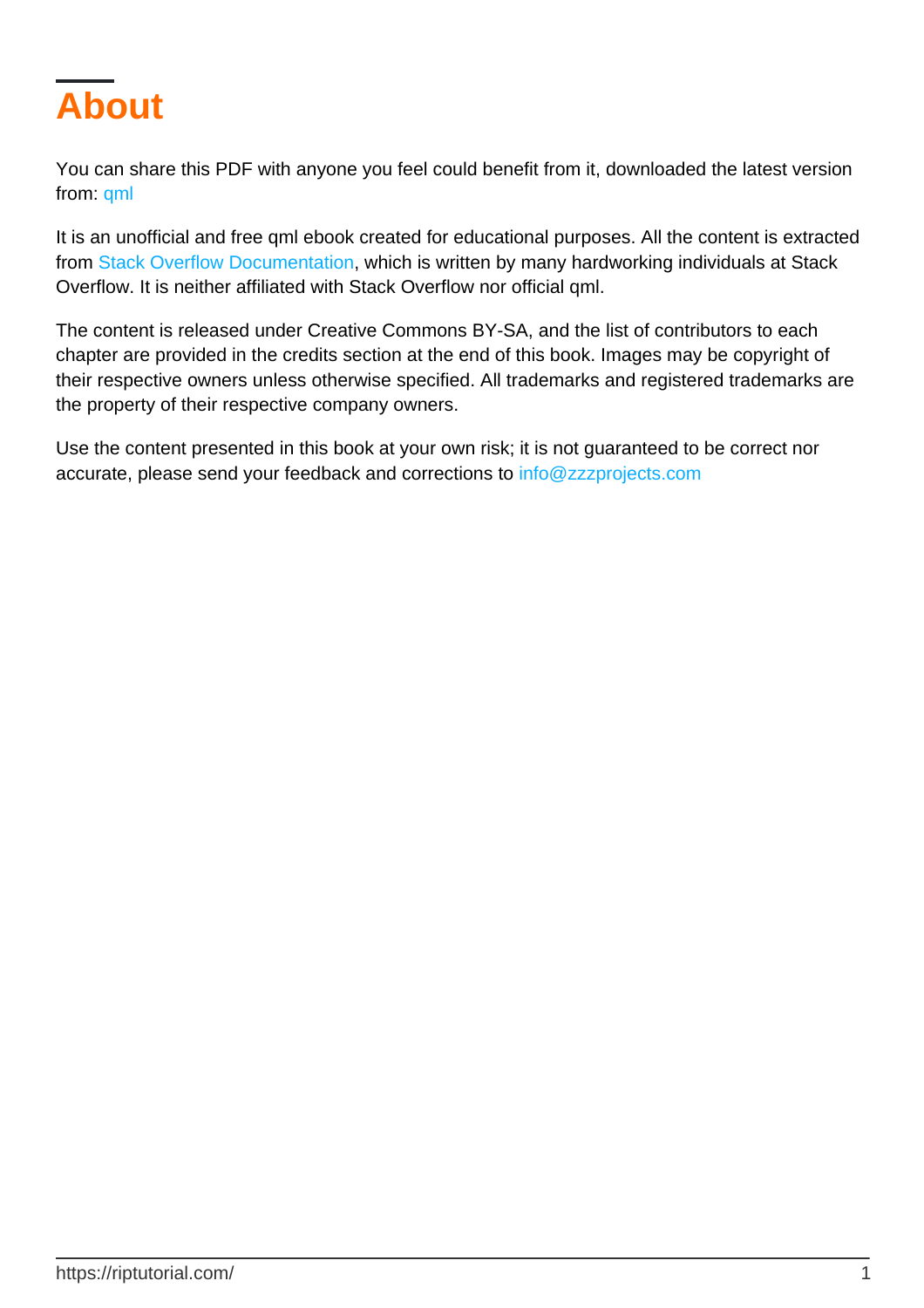# About

You can share this PDF with anyone you feel could benefit from it, downloaded the latest version from: qml

It is an unofficial and free qml ebook created for educational purposes. All the content is extracted from Stack Overflow Documentation, which is written by many hardworking individuals at Stack Overflow. It is neither affiliated with Stack Overflow nor official qml.

The content is released under Creative Commons BY-SA, and the list of contributors to each chapter are provided in the credits section at the end of this book. Images may be copyright of their respective owners unless otherwise specified. All trademarks and registered trademarks are the property of their respective company owners.

Use the content presented in this book at your own risk; it is not guaranteed to be correct nor accurate, please send your feedback and corrections to info@zzzprojects.com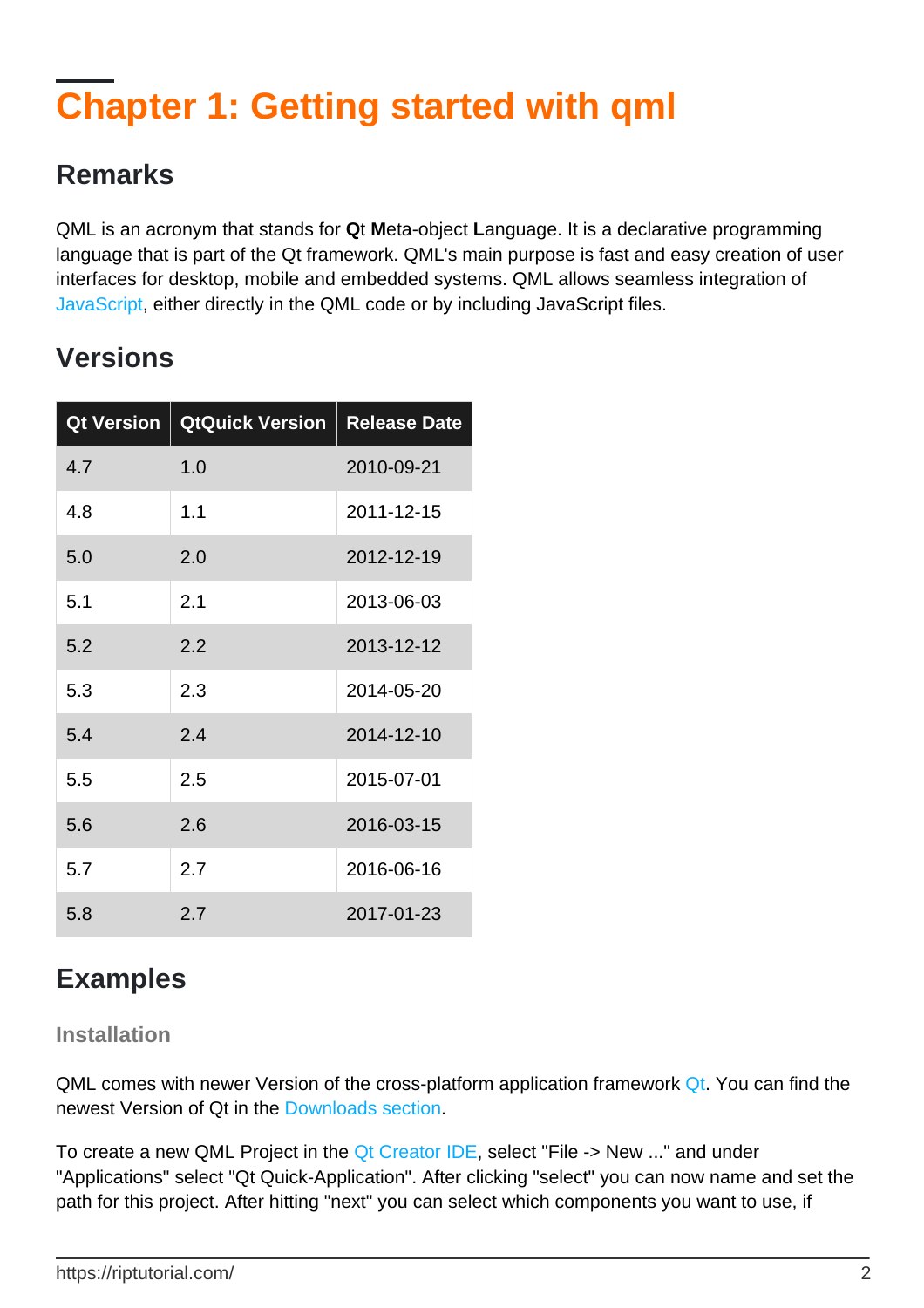# Chapter 1: Getting started with qml

## Remarks

QML is an acronym that stands for **Q**t **M**eta-object **L**anguage. It is a declarative programming language that is part of the Qt framework. QML's main purpose is fast and easy creation of user interfaces for desktop, mobile and embedded systems. QML allows seamless integration of JavaScript, either directly in the QML code or by including JavaScript files.

## Versions

| Qt Version | QtQuick Version | Release Date |
| --- | --- | --- |
| 4.7 | 1.0 | 2010-09-21 |
| 4.8 | 1.1 | 2011-12-15 |
| 5.0 | 2.0 | 2012-12-19 |
| 5.1 | 2.1 | 2013-06-03 |
| 5.2 | 2.2 | 2013-12-12 |
| 5.3 | 2.3 | 2014-05-20 |
| 5.4 | 2.4 | 2014-12-10 |
| 5.5 | 2.5 | 2015-07-01 |
| 5.6 | 2.6 | 2016-03-15 |
| 5.7 | 2.7 | 2016-06-16 |
| 5.8 | 2.7 | 2017-01-23 |

## Examples

### Installation

QML comes with newer Version of the cross-platform application framework Qt. You can find the newest Version of Qt in the Downloads section.

To create a new QML Project in the Qt Creator IDE, select "File -> New ..." and under "Applications" select "Qt Quick-Application". After clicking "select" you can now name and set the path for this project. After hitting "next" you can select which components you want to use, if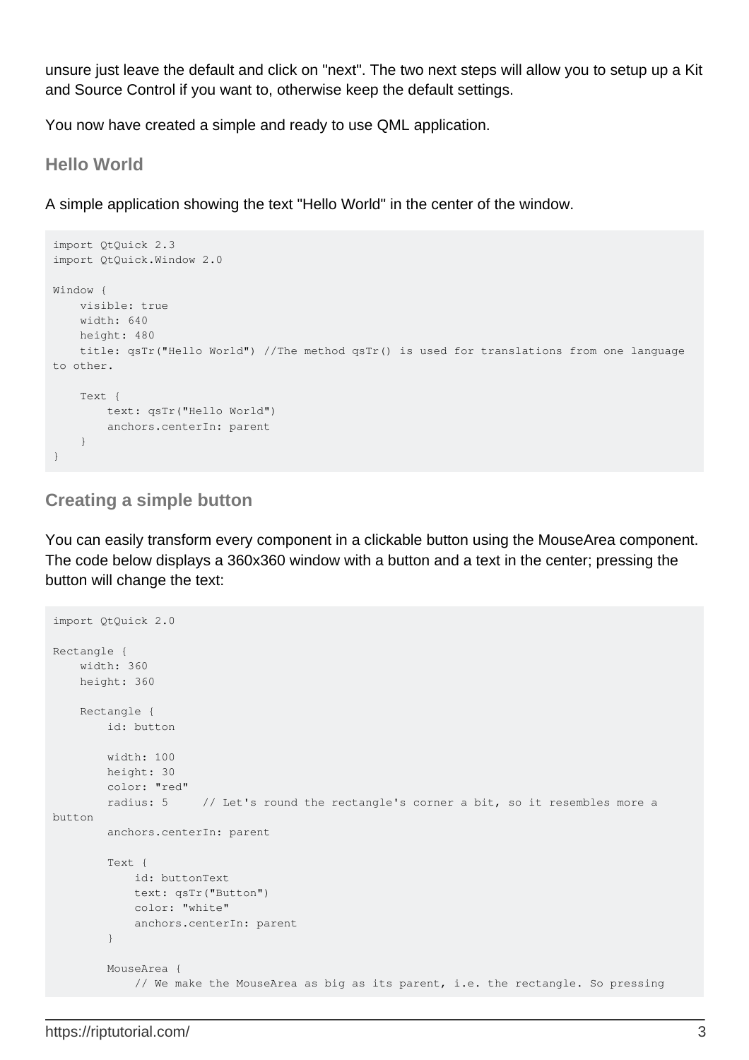unsure just leave the default and click on "next". The two next steps will allow you to setup up a Kit and Source Control if you want to, otherwise keep the default settings.

You now have created a simple and ready to use QML application.

### Hello World

A simple application showing the text "Hello World" in the center of the window.

```
import QtQuick 2.3
import QtQuick.Window 2.0

Window {
    visible: true
    width: 640
    height: 480
    title: qsTr("Hello World") //The method qsTr() is used for translations from one language 
to other.

    Text {
        text: qsTr("Hello World")
        anchors.centerIn: parent
    }
}
```

### Creating a simple button

You can easily transform every component in a clickable button using the MouseArea component. The code below displays a 360x360 window with a button and a text in the center; pressing the button will change the text:

```
import QtQuick 2.0

Rectangle {
    width: 360
    height: 360

    Rectangle {
        id: button

        width: 100
        height: 30
        color: "red"
        radius: 5     // Let's round the rectangle's corner a bit, so it resembles more a 
button
        anchors.centerIn: parent

        Text {
            id: buttonText
            text: qsTr("Button")
            color: "white"
            anchors.centerIn: parent
        }

        MouseArea {
            // We make the MouseArea as big as its parent, i.e. the rectangle. So pressing
```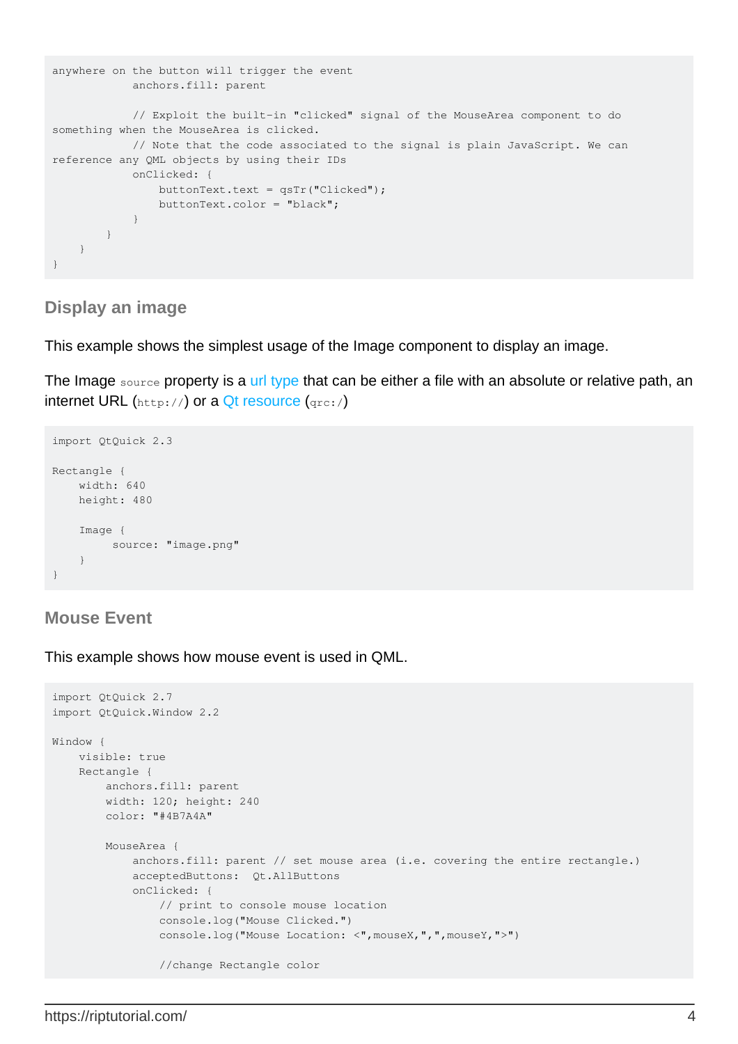```
anywhere on the button will trigger the event
            anchors.fill: parent

            // Exploit the built-in "clicked" signal of the MouseArea component to do
something when the MouseArea is clicked.
            // Note that the code associated to the signal is plain JavaScript. We can
reference any QML objects by using their IDs
            onClicked: {
                buttonText.text = qsTr("Clicked");
                buttonText.color = "black";
            }
        }
    }
}
```

## Display an image

This example shows the simplest usage of the Image component to display an image.

The Image `source` property is a url type that can be either a file with an absolute or relative path, an internet URL (`http://`) or a Qt resource (`qrc:/`)

```
import QtQuick 2.3

Rectangle {
    width: 640
    height: 480

    Image {
         source: "image.png"
    }
}
```

## Mouse Event

This example shows how mouse event is used in QML.

```
import QtQuick 2.7
import QtQuick.Window 2.2

Window {
    visible: true
    Rectangle {
        anchors.fill: parent
        width: 120; height: 240
        color: "#4B7A4A"

        MouseArea {
            anchors.fill: parent // set mouse area (i.e. covering the entire rectangle.)
            acceptedButtons:  Qt.AllButtons
            onClicked: {
                // print to console mouse location
                console.log("Mouse Clicked.")
                console.log("Mouse Location: <",mouseX,",",mouseY,">")

                //change Rectangle color
```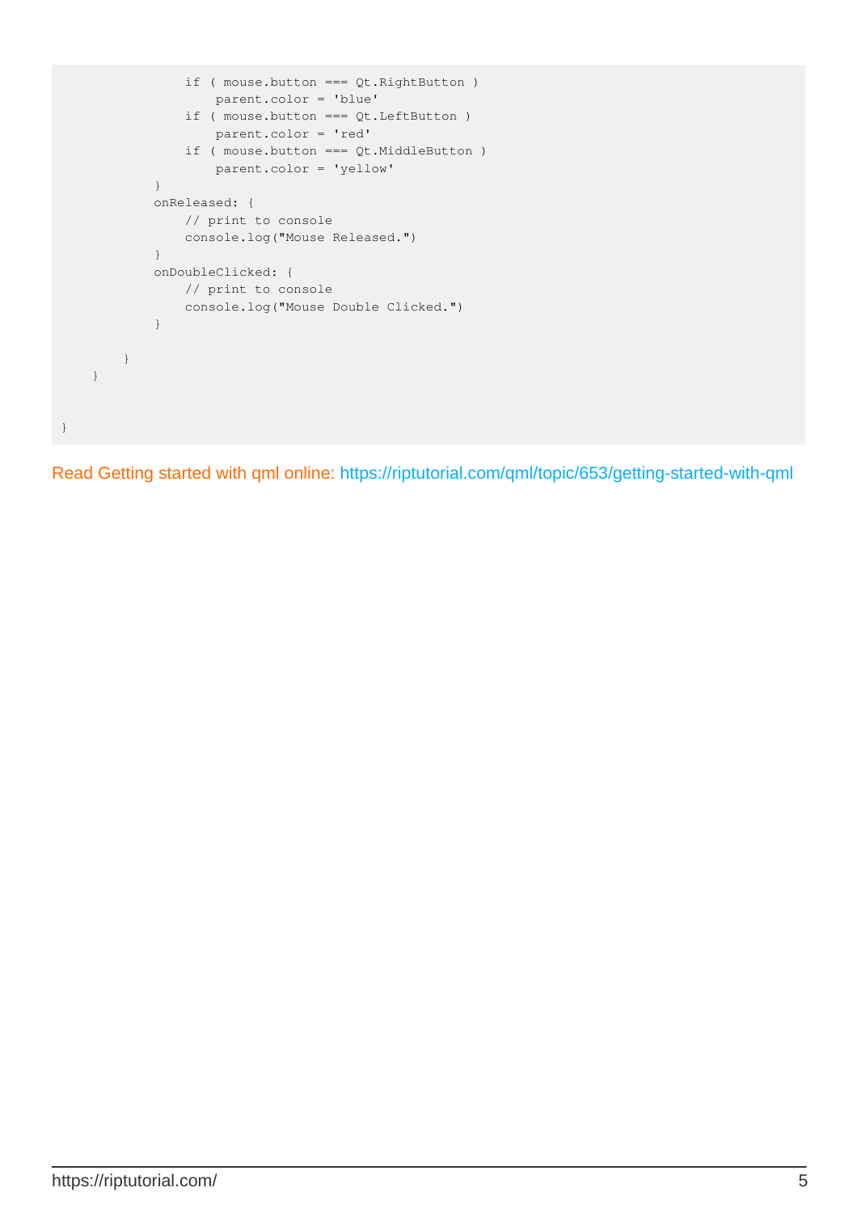```
                if ( mouse.button === Qt.RightButton )
                    parent.color = 'blue'
                if ( mouse.button === Qt.LeftButton )
                    parent.color = 'red'
                if ( mouse.button === Qt.MiddleButton )
                    parent.color = 'yellow'
            }
            onReleased: {
                // print to console
                console.log("Mouse Released.")
            }
            onDoubleClicked: {
                // print to console
                console.log("Mouse Double Clicked.")
            }

        }
    }


}
```

Read Getting started with qml online: https://riptutorial.com/qml/topic/653/getting-started-with-qml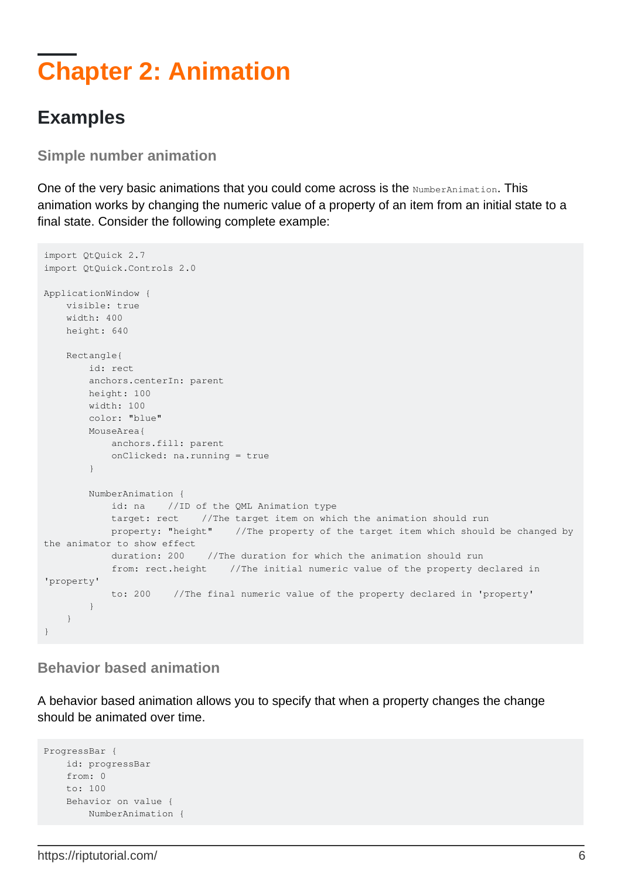# Chapter 2: Animation

## Examples

### Simple number animation

One of the very basic animations that you could come across is the `NumberAnimation`. This animation works by changing the numeric value of a property of an item from an initial state to a final state. Consider the following complete example:

```
import QtQuick 2.7
import QtQuick.Controls 2.0

ApplicationWindow {
    visible: true
    width: 400
    height: 640

    Rectangle{
        id: rect
        anchors.centerIn: parent
        height: 100
        width: 100
        color: "blue"
        MouseArea{
            anchors.fill: parent
            onClicked: na.running = true
        }

        NumberAnimation {
            id: na    //ID of the QML Animation type
            target: rect    //The target item on which the animation should run
            property: "height"    //The property of the target item which should be changed by
the animator to show effect
            duration: 200    //The duration for which the animation should run
            from: rect.height    //The initial numeric value of the property declared in
'property'
            to: 200    //The final numeric value of the property declared in 'property'
        }
    }
}
```

### Behavior based animation

A behavior based animation allows you to specify that when a property changes the change should be animated over time.

```
ProgressBar {
    id: progressBar
    from: 0
    to: 100
    Behavior on value {
        NumberAnimation {
```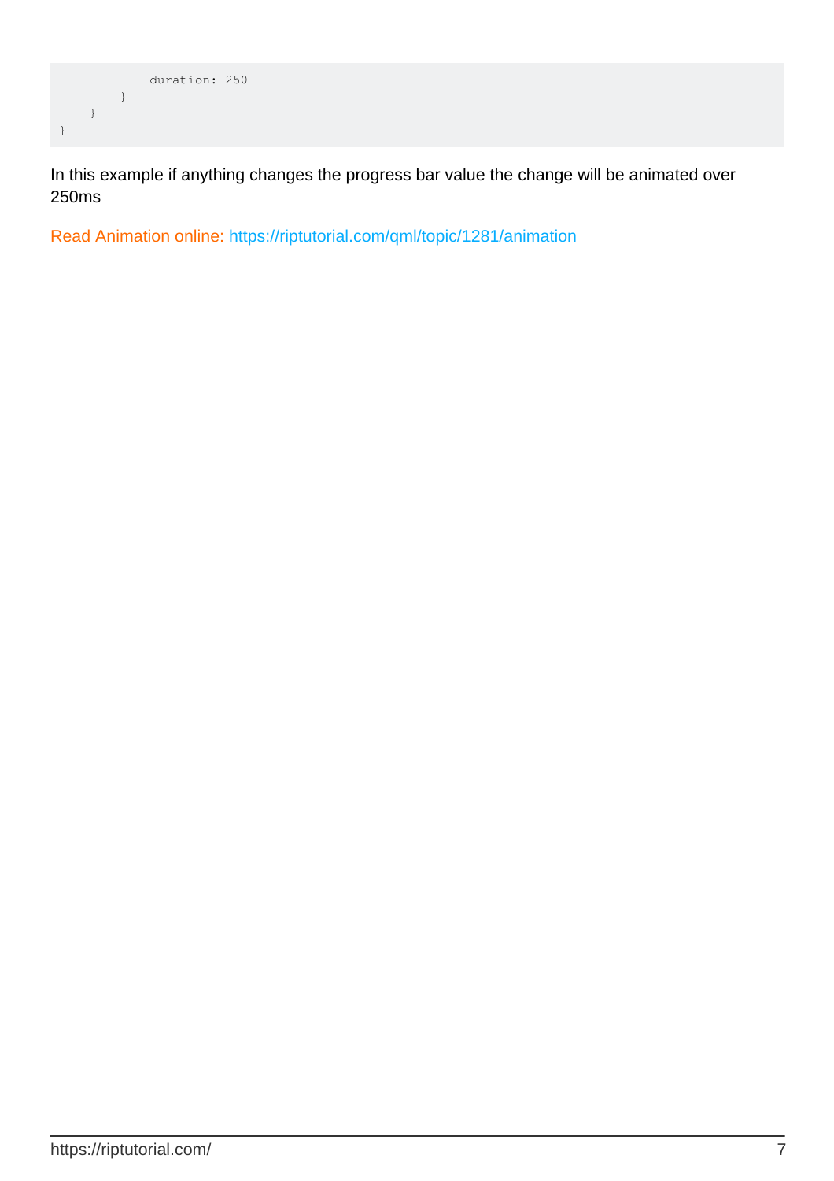```
            duration: 250
        }
    }
}
```

In this example if anything changes the progress bar value the change will be animated over 250ms

Read Animation online: https://riptutorial.com/qml/topic/1281/animation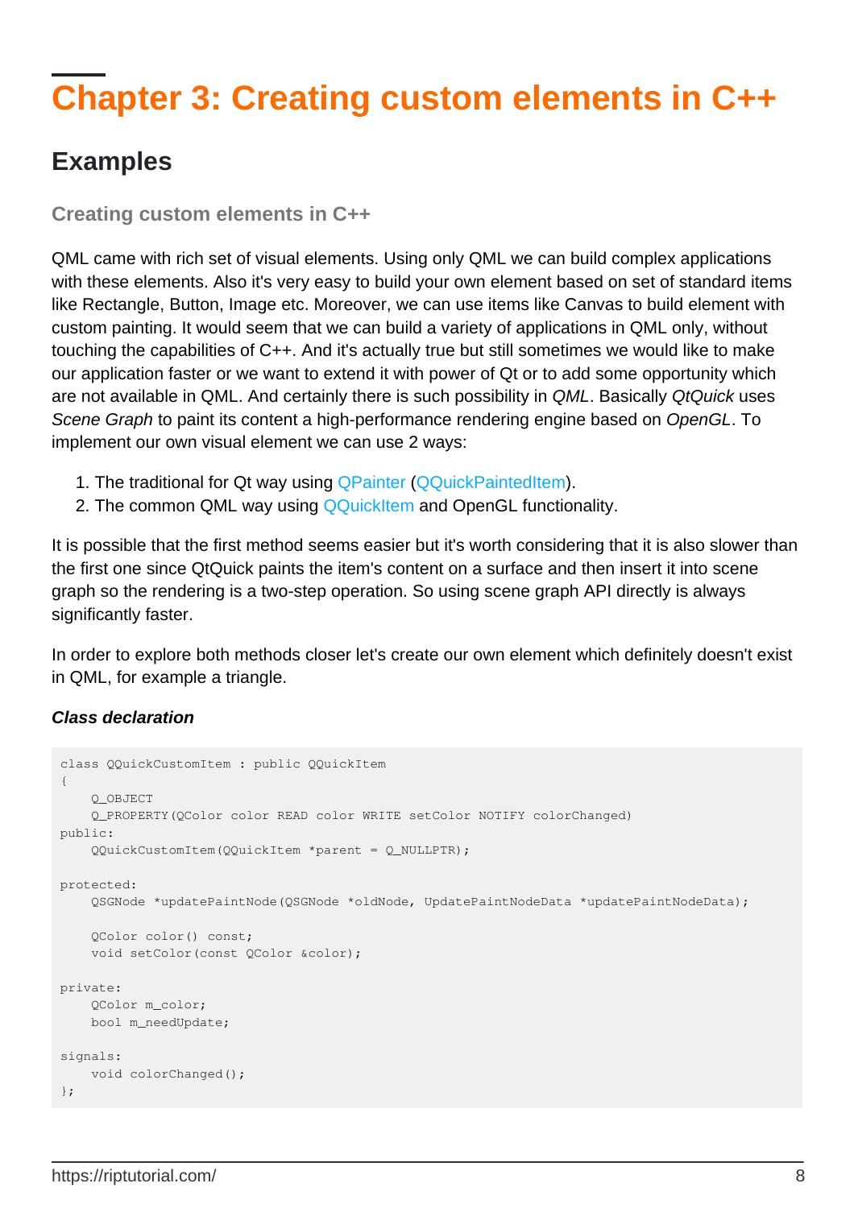# Chapter 3: Creating custom elements in C++

## Examples

### Creating custom elements in C++

QML came with rich set of visual elements. Using only QML we can build complex applications with these elements. Also it's very easy to build your own element based on set of standard items like Rectangle, Button, Image etc. Moreover, we can use items like Canvas to build element with custom painting. It would seem that we can build a variety of applications in QML only, without touching the capabilities of C++. And it's actually true but still sometimes we would like to make our application faster or we want to extend it with power of Qt or to add some opportunity which are not available in QML. And certainly there is such possibility in *QML*. Basically *QtQuick* uses *Scene Graph* to paint its content a high-performance rendering engine based on *OpenGL*. To implement our own visual element we can use 2 ways:

1. The traditional for Qt way using QPainter (QQuickPaintedItem).
2. The common QML way using QQuickItem and OpenGL functionality.

It is possible that the first method seems easier but it's worth considering that it is also slower than the first one since QtQuick paints the item's content on a surface and then insert it into scene graph so the rendering is a two-step operation. So using scene graph API directly is always significantly faster.

In order to explore both methods closer let's create our own element which definitely doesn't exist in QML, for example a triangle.

***Class declaration***

```
class QQuickCustomItem : public QQuickItem
{
    Q_OBJECT
    Q_PROPERTY(QColor color READ color WRITE setColor NOTIFY colorChanged)
public:
    QQuickCustomItem(QQuickItem *parent = Q_NULLPTR);

protected:
    QSGNode *updatePaintNode(QSGNode *oldNode, UpdatePaintNodeData *updatePaintNodeData);

    QColor color() const;
    void setColor(const QColor &color);

private:
    QColor m_color;
    bool m_needUpdate;

signals:
    void colorChanged();
};
```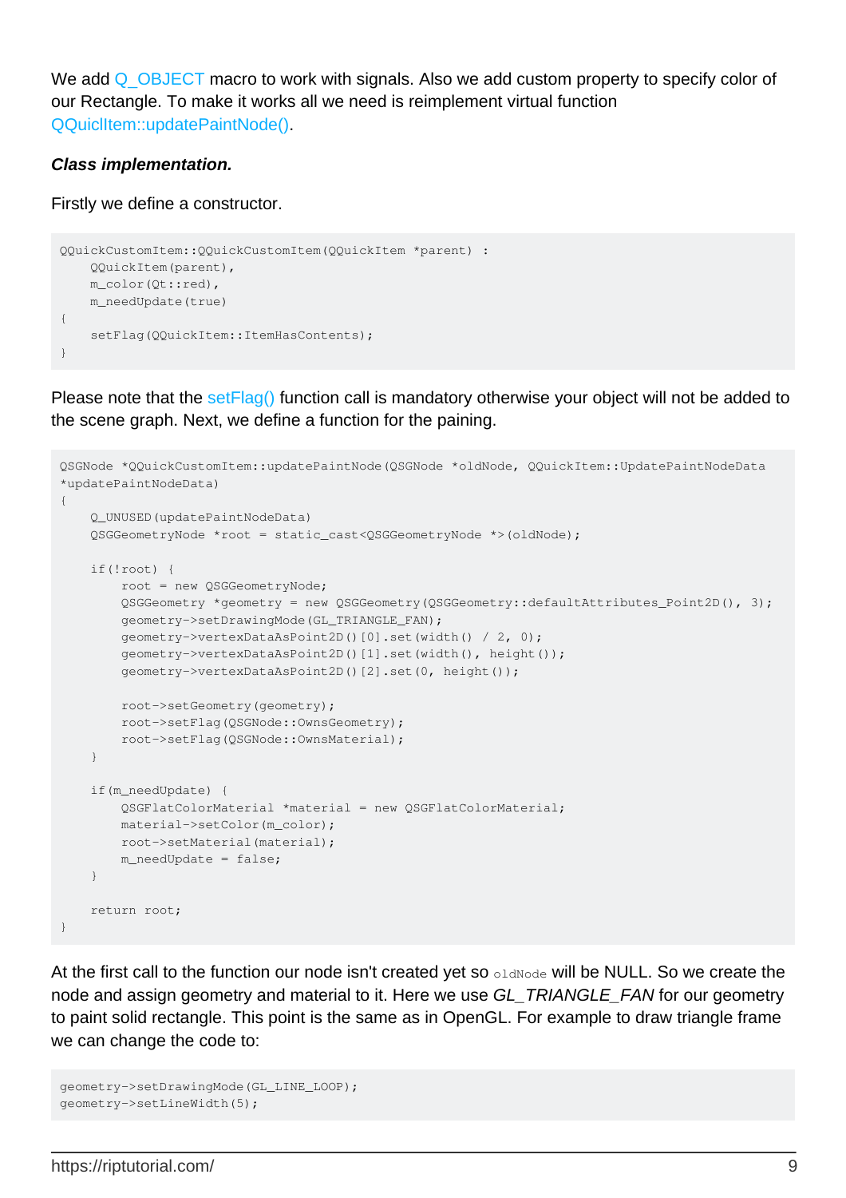We add Q_OBJECT macro to work with signals. Also we add custom property to specify color of our Rectangle. To make it works all we need is reimplement virtual function QQuiclItem::updatePaintNode().

***Class implementation.***

Firstly we define a constructor.

```
QQuickCustomItem::QQuickCustomItem(QQuickItem *parent) :
    QQuickItem(parent),
    m_color(Qt::red),
    m_needUpdate(true)
{
    setFlag(QQuickItem::ItemHasContents);
}
```

Please note that the setFlag() function call is mandatory otherwise your object will not be added to the scene graph. Next, we define a function for the paining.

```
QSGNode *QQuickCustomItem::updatePaintNode(QSGNode *oldNode, QQuickItem::UpdatePaintNodeData
*updatePaintNodeData)
{
    Q_UNUSED(updatePaintNodeData)
    QSGGeometryNode *root = static_cast<QSGGeometryNode *>(oldNode);

    if(!root) {
        root = new QSGGeometryNode;
        QSGGeometry *geometry = new QSGGeometry(QSGGeometry::defaultAttributes_Point2D(), 3);
        geometry->setDrawingMode(GL_TRIANGLE_FAN);
        geometry->vertexDataAsPoint2D()[0].set(width() / 2, 0);
        geometry->vertexDataAsPoint2D()[1].set(width(), height());
        geometry->vertexDataAsPoint2D()[2].set(0, height());

        root->setGeometry(geometry);
        root->setFlag(QSGNode::OwnsGeometry);
        root->setFlag(QSGNode::OwnsMaterial);
    }

    if(m_needUpdate) {
        QSGFlatColorMaterial *material = new QSGFlatColorMaterial;
        material->setColor(m_color);
        root->setMaterial(material);
        m_needUpdate = false;
    }

    return root;
}
```

At the first call to the function our node isn't created yet so `oldNode` will be NULL. So we create the node and assign geometry and material to it. Here we use *GL_TRIANGLE_FAN* for our geometry to paint solid rectangle. This point is the same as in OpenGL. For example to draw triangle frame we can change the code to:

```
geometry->setDrawingMode(GL_LINE_LOOP);
geometry->setLineWidth(5);
```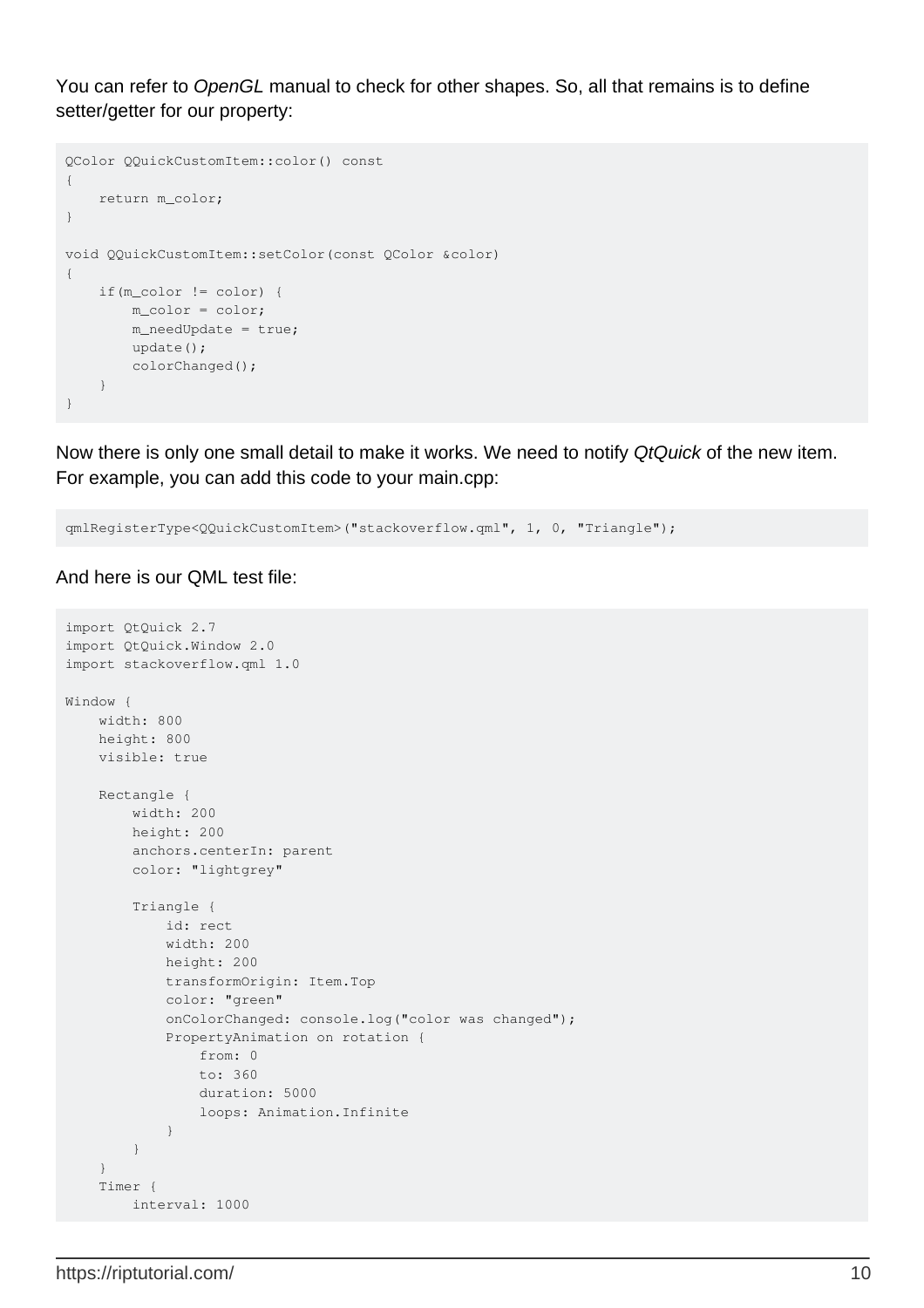You can refer to *OpenGL* manual to check for other shapes. So, all that remains is to define setter/getter for our property:

```
QColor QQuickCustomItem::color() const
{
    return m_color;
}

void QQuickCustomItem::setColor(const QColor &color)
{
    if(m_color != color) {
        m_color = color;
        m_needUpdate = true;
        update();
        colorChanged();
    }
}
```

Now there is only one small detail to make it works. We need to notify *QtQuick* of the new item. For example, you can add this code to your main.cpp:

```
qmlRegisterType<QQuickCustomItem>("stackoverflow.qml", 1, 0, "Triangle");
```

And here is our QML test file:

```
import QtQuick 2.7
import QtQuick.Window 2.0
import stackoverflow.qml 1.0

Window {
    width: 800
    height: 800
    visible: true

    Rectangle {
        width: 200
        height: 200
        anchors.centerIn: parent
        color: "lightgrey"

        Triangle {
            id: rect
            width: 200
            height: 200
            transformOrigin: Item.Top
            color: "green"
            onColorChanged: console.log("color was changed");
            PropertyAnimation on rotation {
                from: 0
                to: 360
                duration: 5000
                loops: Animation.Infinite
            }
        }
    }
    Timer {
        interval: 1000
```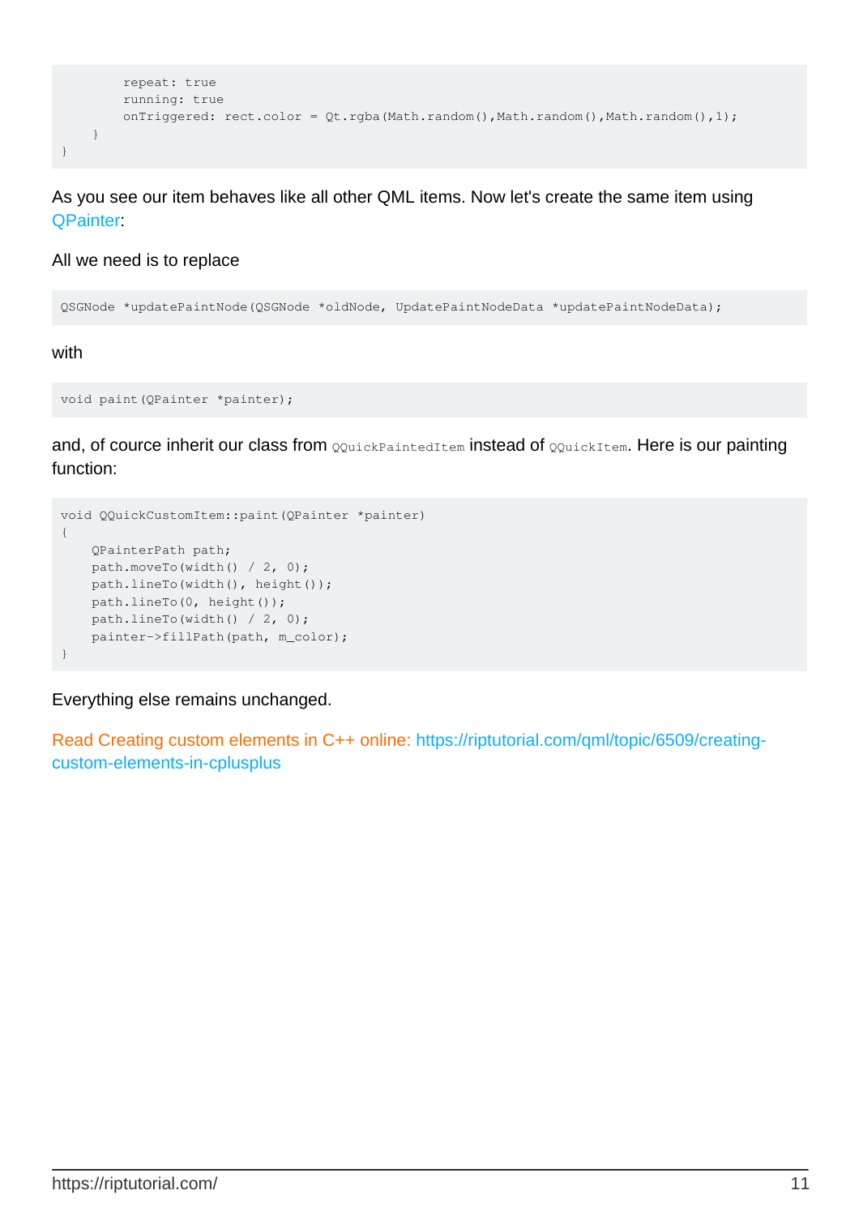```
        repeat: true
        running: true
        onTriggered: rect.color = Qt.rgba(Math.random(),Math.random(),Math.random(),1);
    }
}
```

As you see our item behaves like all other QML items. Now let's create the same item using QPainter:

All we need is to replace

```
QSGNode *updatePaintNode(QSGNode *oldNode, UpdatePaintNodeData *updatePaintNodeData);
```

with

```
void paint(QPainter *painter);
```

and, of cource inherit our class from `QQuickPaintedItem` instead of `QQuickItem`. Here is our painting function:

```
void QQuickCustomItem::paint(QPainter *painter)
{
    QPainterPath path;
    path.moveTo(width() / 2, 0);
    path.lineTo(width(), height());
    path.lineTo(0, height());
    path.lineTo(width() / 2, 0);
    painter->fillPath(path, m_color);
}
```

Everything else remains unchanged.

Read Creating custom elements in C++ online: https://riptutorial.com/qml/topic/6509/creating-custom-elements-in-cplusplus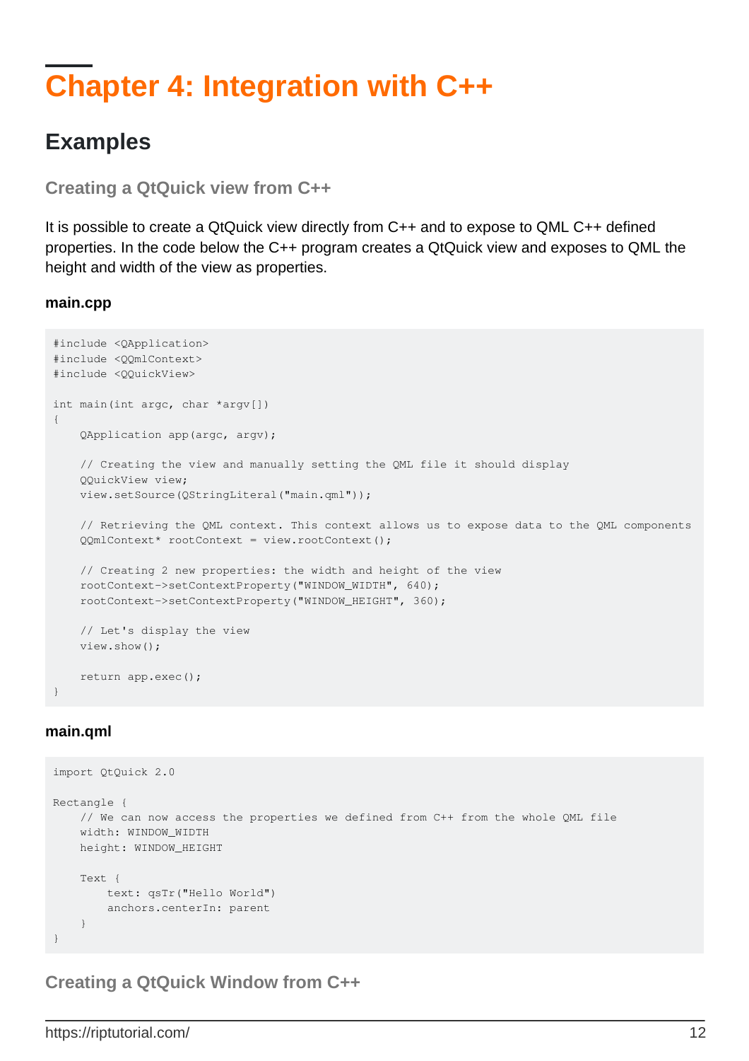# Chapter 4: Integration with C++

## Examples

### Creating a QtQuick view from C++

It is possible to create a QtQuick view directly from C++ and to expose to QML C++ defined properties. In the code below the C++ program creates a QtQuick view and exposes to QML the height and width of the view as properties.

**main.cpp**

```
#include <QApplication>
#include <QQmlContext>
#include <QQuickView>

int main(int argc, char *argv[])
{
    QApplication app(argc, argv);

    // Creating the view and manually setting the QML file it should display
    QQuickView view;
    view.setSource(QStringLiteral("main.qml"));

    // Retrieving the QML context. This context allows us to expose data to the QML components
    QQmlContext* rootContext = view.rootContext();

    // Creating 2 new properties: the width and height of the view
    rootContext->setContextProperty("WINDOW_WIDTH", 640);
    rootContext->setContextProperty("WINDOW_HEIGHT", 360);

    // Let's display the view
    view.show();

    return app.exec();
}
```

**main.qml**

```
import QtQuick 2.0

Rectangle {
    // We can now access the properties we defined from C++ from the whole QML file
    width: WINDOW_WIDTH
    height: WINDOW_HEIGHT

    Text {
        text: qsTr("Hello World")
        anchors.centerIn: parent
    }
}
```

### Creating a QtQuick Window from C++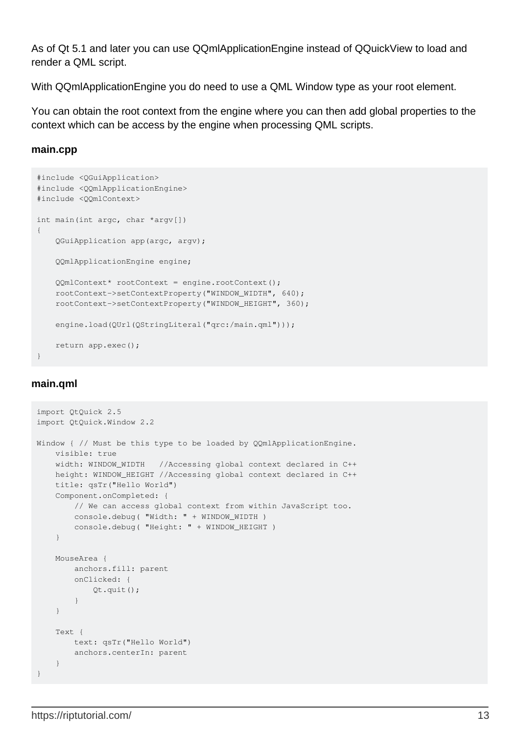As of Qt 5.1 and later you can use QQmlApplicationEngine instead of QQuickView to load and render a QML script.

With QQmlApplicationEngine you do need to use a QML Window type as your root element.

You can obtain the root context from the engine where you can then add global properties to the context which can be access by the engine when processing QML scripts.

**main.cpp**

```
#include <QGuiApplication>
#include <QQmlApplicationEngine>
#include <QQmlContext>

int main(int argc, char *argv[])
{
    QGuiApplication app(argc, argv);

    QQmlApplicationEngine engine;

    QQmlContext* rootContext = engine.rootContext();
    rootContext->setContextProperty("WINDOW_WIDTH", 640);
    rootContext->setContextProperty("WINDOW_HEIGHT", 360);

    engine.load(QUrl(QStringLiteral("qrc:/main.qml")));

    return app.exec();
}
```

**main.qml**

```
import QtQuick 2.5
import QtQuick.Window 2.2

Window { // Must be this type to be loaded by QQmlApplicationEngine.
    visible: true
    width: WINDOW_WIDTH   //Accessing global context declared in C++
    height: WINDOW_HEIGHT //Accessing global context declared in C++
    title: qsTr("Hello World")
    Component.onCompleted: {
        // We can access global context from within JavaScript too.
        console.debug( "Width: " + WINDOW_WIDTH )
        console.debug( "Height: " + WINDOW_HEIGHT )
    }

    MouseArea {
        anchors.fill: parent
        onClicked: {
            Qt.quit();
        }
    }

    Text {
        text: qsTr("Hello World")
        anchors.centerIn: parent
    }
}
```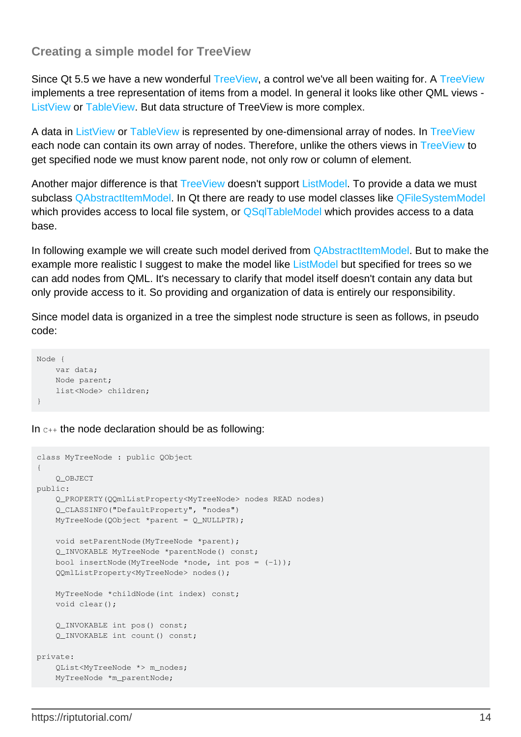## Creating a simple model for TreeView

Since Qt 5.5 we have a new wonderful TreeView, a control we've all been waiting for. A TreeView implements a tree representation of items from a model. In general it looks like other QML views - ListView or TableView. But data structure of TreeView is more complex.

A data in ListView or TableView is represented by one-dimensional array of nodes. In TreeView each node can contain its own array of nodes. Therefore, unlike the others views in TreeView to get specified node we must know parent node, not only row or column of element.

Another major difference is that TreeView doesn't support ListModel. To provide a data we must subclass QAbstractItemModel. In Qt there are ready to use model classes like QFileSystemModel which provides access to local file system, or QSqlTableModel which provides access to a data base.

In following example we will create such model derived from QAbstractItemModel. But to make the example more realistic I suggest to make the model like ListModel but specified for trees so we can add nodes from QML. It's necessary to clarify that model itself doesn't contain any data but only provide access to it. So providing and organization of data is entirely our responsibility.

Since model data is organized in a tree the simplest node structure is seen as follows, in pseudo code:

```
Node {
    var data;
    Node parent;
    list<Node> children;
}
```

In `C++` the node declaration should be as following:

```
class MyTreeNode : public QObject
{
    Q_OBJECT
public:
    Q_PROPERTY(QQmlListProperty<MyTreeNode> nodes READ nodes)
    Q_CLASSINFO("DefaultProperty", "nodes")
    MyTreeNode(QObject *parent = Q_NULLPTR);

    void setParentNode(MyTreeNode *parent);
    Q_INVOKABLE MyTreeNode *parentNode() const;
    bool insertNode(MyTreeNode *node, int pos = (-1));
    QQmlListProperty<MyTreeNode> nodes();

    MyTreeNode *childNode(int index) const;
    void clear();

    Q_INVOKABLE int pos() const;
    Q_INVOKABLE int count() const;

private:
    QList<MyTreeNode *> m_nodes;
    MyTreeNode *m_parentNode;
```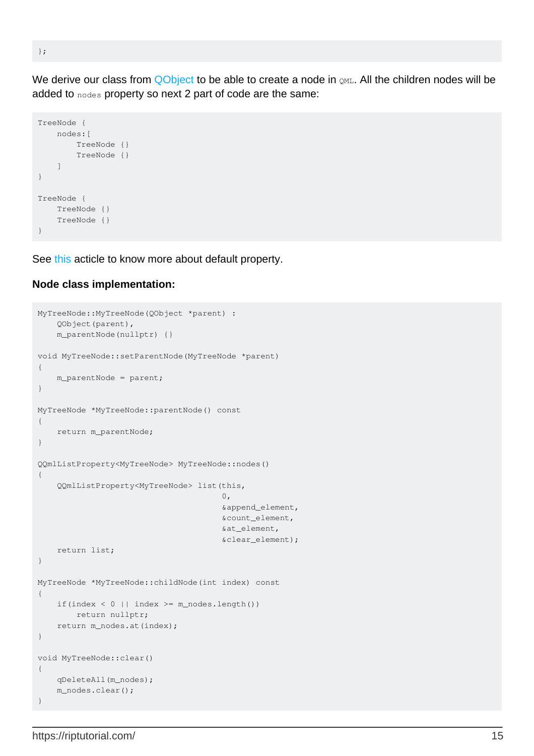```
};
```

We derive our class from QObject to be able to create a node in `QML`. All the children nodes will be added to `nodes` property so next 2 part of code are the same:

```
TreeNode {
    nodes:[
        TreeNode {}
        TreeNode {}
    ]
}

TreeNode {
    TreeNode {}
    TreeNode {}
}
```

See this acticle to know more about default property.

**Node class implementation:**

```
MyTreeNode::MyTreeNode(QObject *parent) :
    QObject(parent),
    m_parentNode(nullptr) {}

void MyTreeNode::setParentNode(MyTreeNode *parent)
{
    m_parentNode = parent;
}

MyTreeNode *MyTreeNode::parentNode() const
{
    return m_parentNode;
}

QQmlListProperty<MyTreeNode> MyTreeNode::nodes()
{
    QQmlListProperty<MyTreeNode> list(this,
                                      0,
                                      &append_element,
                                      &count_element,
                                      &at_element,
                                      &clear_element);
    return list;
}

MyTreeNode *MyTreeNode::childNode(int index) const
{
    if(index < 0 || index >= m_nodes.length())
        return nullptr;
    return m_nodes.at(index);
}

void MyTreeNode::clear()
{
    qDeleteAll(m_nodes);
    m_nodes.clear();
}
```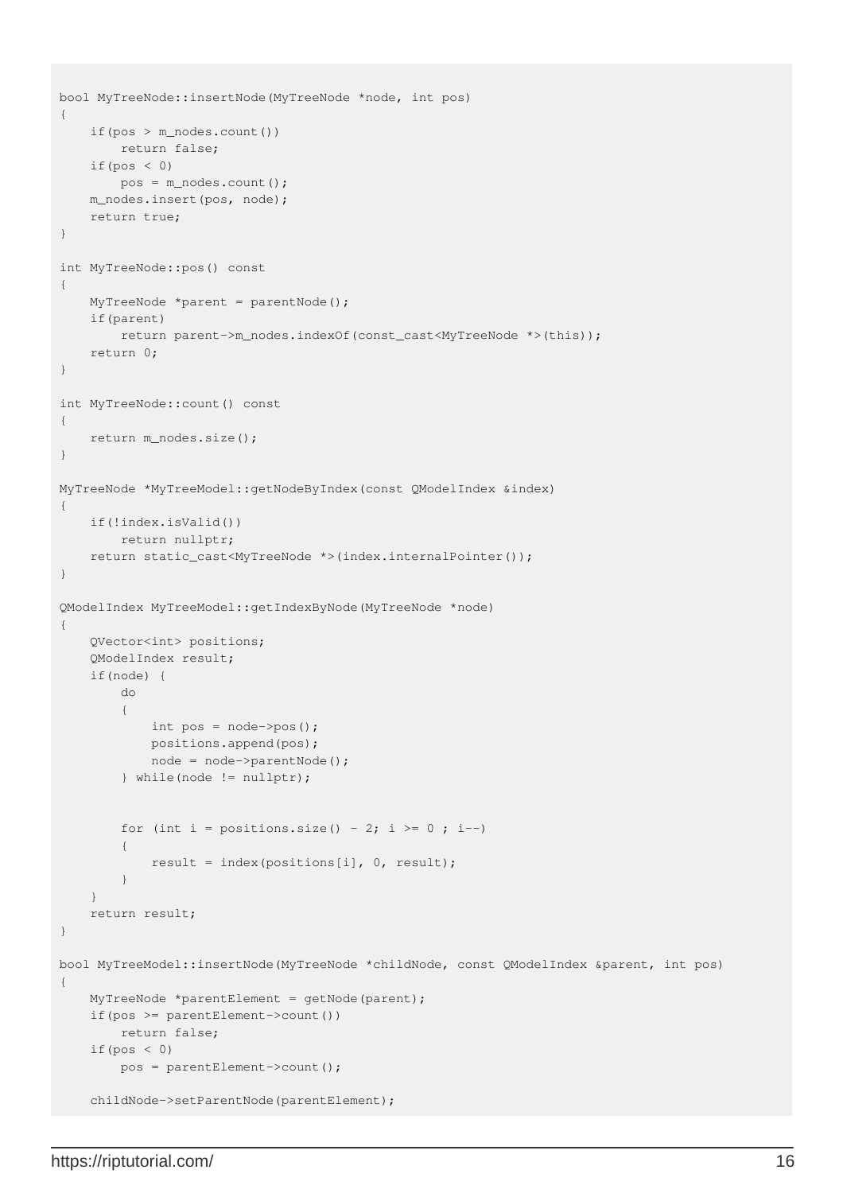```
bool MyTreeNode::insertNode(MyTreeNode *node, int pos)
{
    if(pos > m_nodes.count())
        return false;
    if(pos < 0)
        pos = m_nodes.count();
    m_nodes.insert(pos, node);
    return true;
}

int MyTreeNode::pos() const
{
    MyTreeNode *parent = parentNode();
    if(parent)
        return parent->m_nodes.indexOf(const_cast<MyTreeNode *>(this));
    return 0;
}

int MyTreeNode::count() const
{
    return m_nodes.size();
}

MyTreeNode *MyTreeModel::getNodeByIndex(const QModelIndex &index)
{
    if(!index.isValid())
        return nullptr;
    return static_cast<MyTreeNode *>(index.internalPointer());
}

QModelIndex MyTreeModel::getIndexByNode(MyTreeNode *node)
{
    QVector<int> positions;
    QModelIndex result;
    if(node) {
        do
        {
            int pos = node->pos();
            positions.append(pos);
            node = node->parentNode();
        } while(node != nullptr);


        for (int i = positions.size() - 2; i >= 0 ; i--)
        {
            result = index(positions[i], 0, result);
        }
    }
    return result;
}

bool MyTreeModel::insertNode(MyTreeNode *childNode, const QModelIndex &parent, int pos)
{
    MyTreeNode *parentElement = getNode(parent);
    if(pos >= parentElement->count())
        return false;
    if(pos < 0)
        pos = parentElement->count();

    childNode->setParentNode(parentElement);
```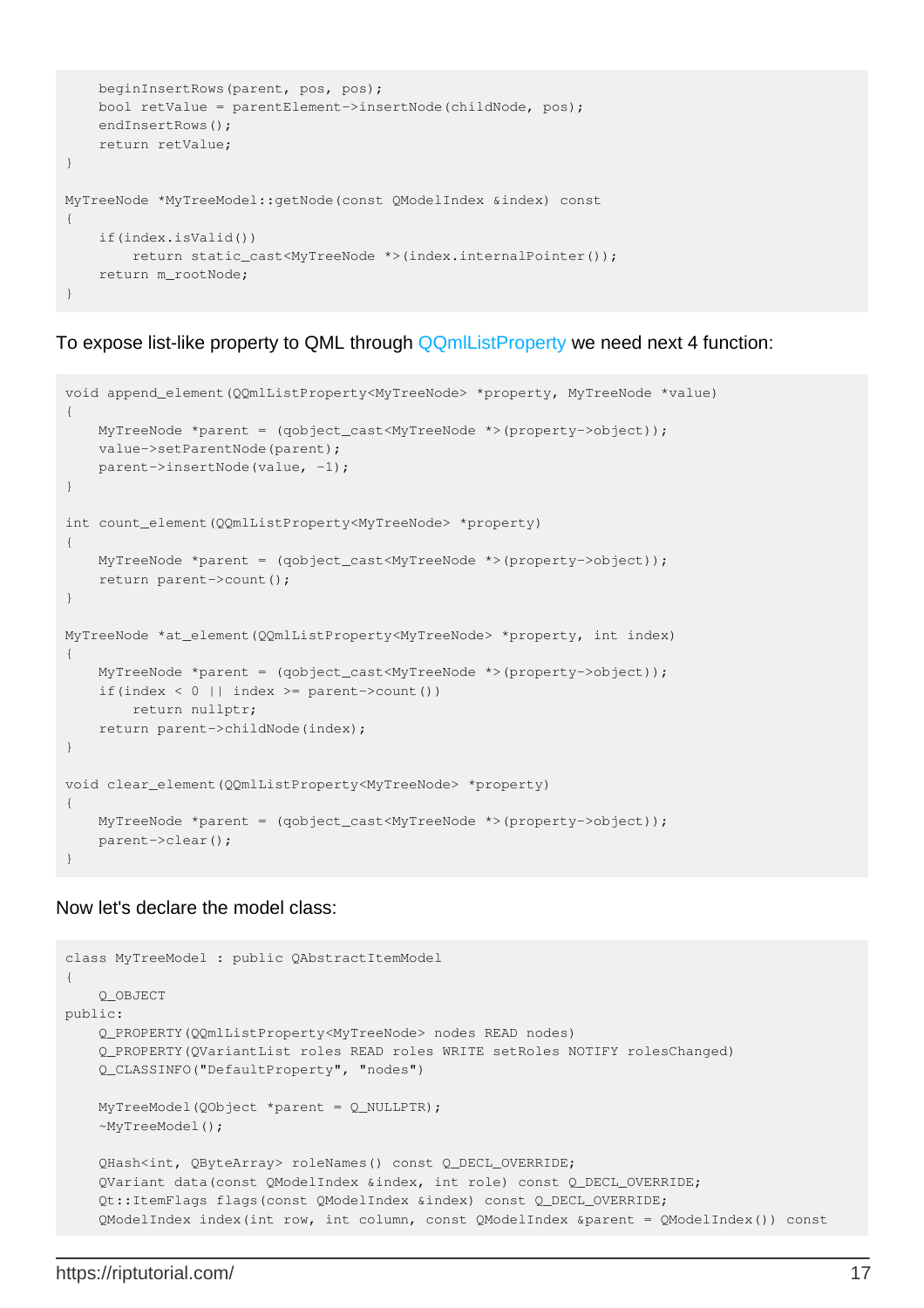```
    beginInsertRows(parent, pos, pos);
    bool retValue = parentElement->insertNode(childNode, pos);
    endInsertRows();
    return retValue;
}

MyTreeNode *MyTreeModel::getNode(const QModelIndex &index) const
{
    if(index.isValid())
        return static_cast<MyTreeNode *>(index.internalPointer());
    return m_rootNode;
}
```

To expose list-like property to QML through QQmlListProperty we need next 4 function:

```
void append_element(QQmlListProperty<MyTreeNode> *property, MyTreeNode *value)
{
    MyTreeNode *parent = (qobject_cast<MyTreeNode *>(property->object));
    value->setParentNode(parent);
    parent->insertNode(value, -1);
}

int count_element(QQmlListProperty<MyTreeNode> *property)
{
    MyTreeNode *parent = (qobject_cast<MyTreeNode *>(property->object));
    return parent->count();
}

MyTreeNode *at_element(QQmlListProperty<MyTreeNode> *property, int index)
{
    MyTreeNode *parent = (qobject_cast<MyTreeNode *>(property->object));
    if(index < 0 || index >= parent->count())
        return nullptr;
    return parent->childNode(index);
}

void clear_element(QQmlListProperty<MyTreeNode> *property)
{
    MyTreeNode *parent = (qobject_cast<MyTreeNode *>(property->object));
    parent->clear();
}
```

Now let's declare the model class:

```
class MyTreeModel : public QAbstractItemModel
{
    Q_OBJECT
public:
    Q_PROPERTY(QQmlListProperty<MyTreeNode> nodes READ nodes)
    Q_PROPERTY(QVariantList roles READ roles WRITE setRoles NOTIFY rolesChanged)
    Q_CLASSINFO("DefaultProperty", "nodes")

    MyTreeModel(QObject *parent = Q_NULLPTR);
    ~MyTreeModel();

    QHash<int, QByteArray> roleNames() const Q_DECL_OVERRIDE;
    QVariant data(const QModelIndex &index, int role) const Q_DECL_OVERRIDE;
    Qt::ItemFlags flags(const QModelIndex &index) const Q_DECL_OVERRIDE;
    QModelIndex index(int row, int column, const QModelIndex &parent = QModelIndex()) const
```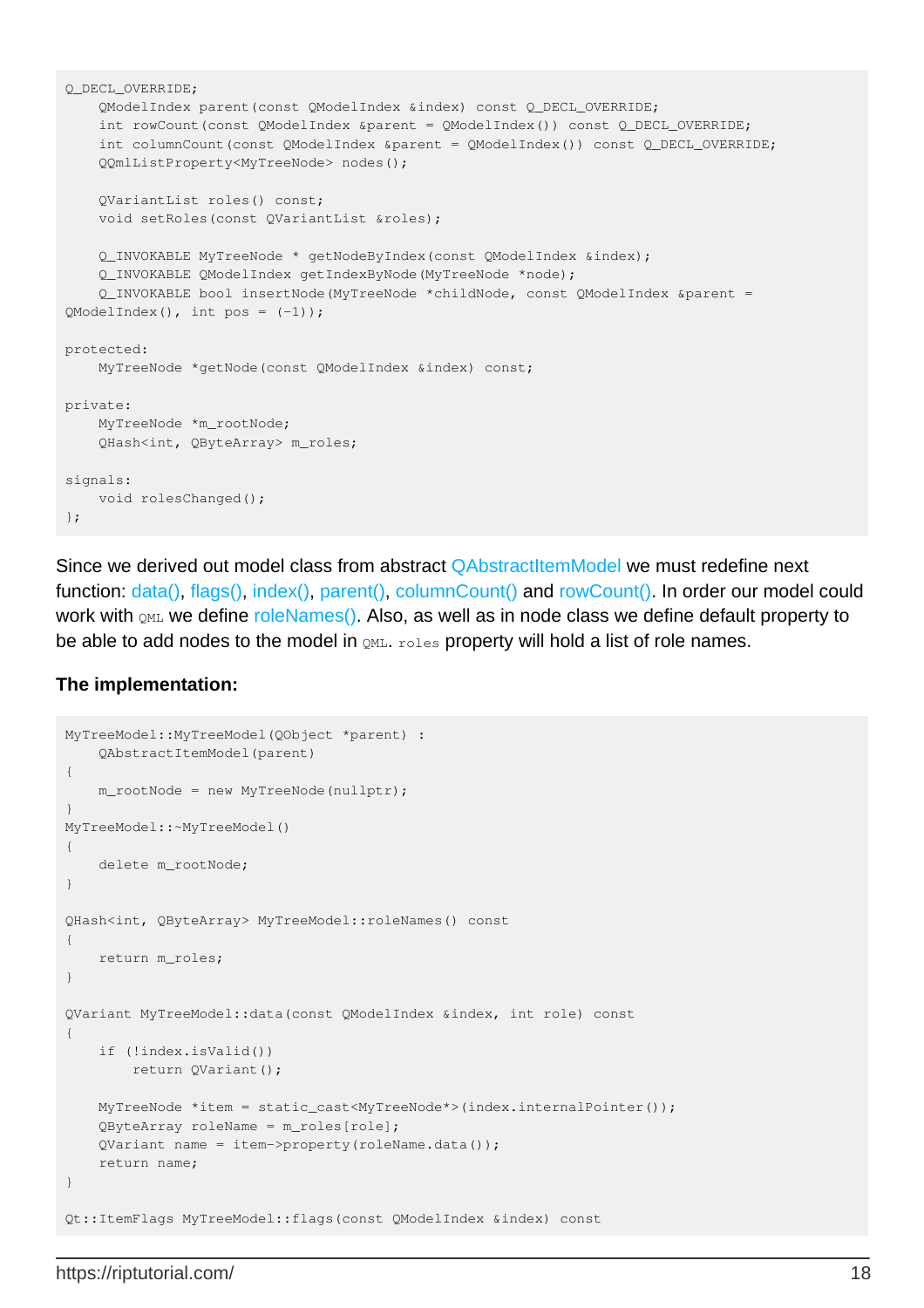```
Q_DECL_OVERRIDE;
    QModelIndex parent(const QModelIndex &index) const Q_DECL_OVERRIDE;
    int rowCount(const QModelIndex &parent = QModelIndex()) const Q_DECL_OVERRIDE;
    int columnCount(const QModelIndex &parent = QModelIndex()) const Q_DECL_OVERRIDE;
    QQmlListProperty<MyTreeNode> nodes();

    QVariantList roles() const;
    void setRoles(const QVariantList &roles);

    Q_INVOKABLE MyTreeNode * getNodeByIndex(const QModelIndex &index);
    Q_INVOKABLE QModelIndex getIndexByNode(MyTreeNode *node);
    Q_INVOKABLE bool insertNode(MyTreeNode *childNode, const QModelIndex &parent =
QModelIndex(), int pos = (-1));

protected:
    MyTreeNode *getNode(const QModelIndex &index) const;

private:
    MyTreeNode *m_rootNode;
    QHash<int, QByteArray> m_roles;

signals:
    void rolesChanged();
};
```

Since we derived out model class from abstract QAbstractItemModel we must redefine next function: data(), flags(), index(), parent(), columnCount() and rowCount(). In order our model could work with `QML` we define roleNames(). Also, as well as in node class we define default property to be able to add nodes to the model in `QML`. `roles` property will hold a list of role names.

**The implementation:**

```
MyTreeModel::MyTreeModel(QObject *parent) :
    QAbstractItemModel(parent)
{
    m_rootNode = new MyTreeNode(nullptr);
}
MyTreeModel::~MyTreeModel()
{
    delete m_rootNode;
}

QHash<int, QByteArray> MyTreeModel::roleNames() const
{
    return m_roles;
}

QVariant MyTreeModel::data(const QModelIndex &index, int role) const
{
    if (!index.isValid())
        return QVariant();

    MyTreeNode *item = static_cast<MyTreeNode*>(index.internalPointer());
    QByteArray roleName = m_roles[role];
    QVariant name = item->property(roleName.data());
    return name;
}

Qt::ItemFlags MyTreeModel::flags(const QModelIndex &index) const
```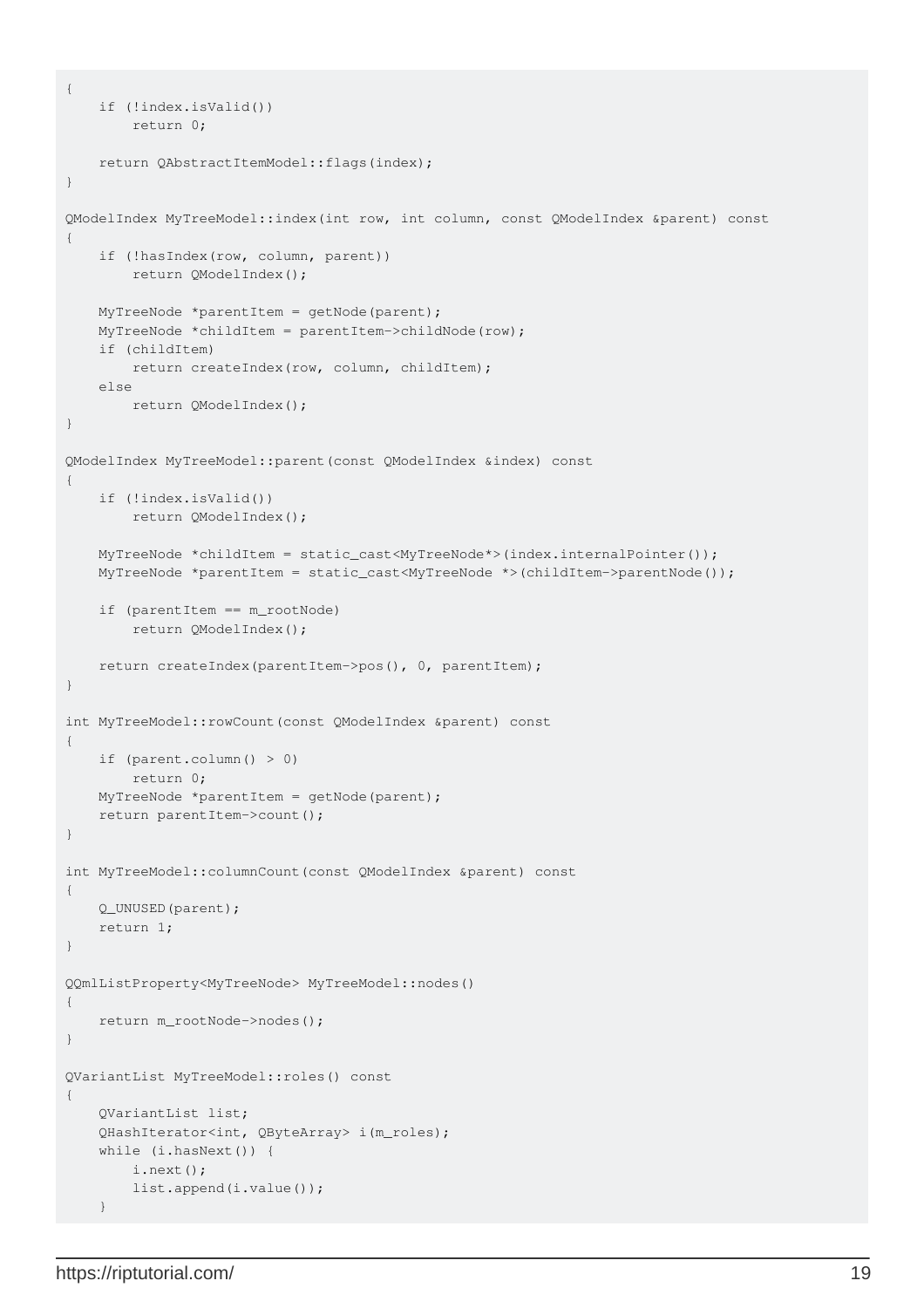```
{
    if (!index.isValid())
        return 0;

    return QAbstractItemModel::flags(index);
}

QModelIndex MyTreeModel::index(int row, int column, const QModelIndex &parent) const
{
    if (!hasIndex(row, column, parent))
        return QModelIndex();

    MyTreeNode *parentItem = getNode(parent);
    MyTreeNode *childItem = parentItem->childNode(row);
    if (childItem)
        return createIndex(row, column, childItem);
    else
        return QModelIndex();
}

QModelIndex MyTreeModel::parent(const QModelIndex &index) const
{
    if (!index.isValid())
        return QModelIndex();

    MyTreeNode *childItem = static_cast<MyTreeNode*>(index.internalPointer());
    MyTreeNode *parentItem = static_cast<MyTreeNode *>(childItem->parentNode());

    if (parentItem == m_rootNode)
        return QModelIndex();

    return createIndex(parentItem->pos(), 0, parentItem);
}

int MyTreeModel::rowCount(const QModelIndex &parent) const
{
    if (parent.column() > 0)
        return 0;
    MyTreeNode *parentItem = getNode(parent);
    return parentItem->count();
}

int MyTreeModel::columnCount(const QModelIndex &parent) const
{
    Q_UNUSED(parent);
    return 1;
}

QQmlListProperty<MyTreeNode> MyTreeModel::nodes()
{
    return m_rootNode->nodes();
}

QVariantList MyTreeModel::roles() const
{
    QVariantList list;
    QHashIterator<int, QByteArray> i(m_roles);
    while (i.hasNext()) {
        i.next();
        list.append(i.value());
    }
```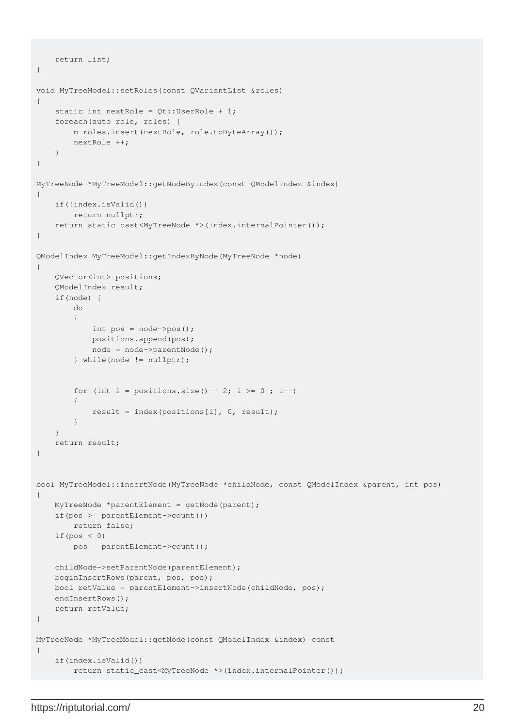```
    return list;
}

void MyTreeModel::setRoles(const QVariantList &roles)
{
    static int nextRole = Qt::UserRole + 1;
    foreach(auto role, roles) {
        m_roles.insert(nextRole, role.toByteArray());
        nextRole ++;
    }
}

MyTreeNode *MyTreeModel::getNodeByIndex(const QModelIndex &index)
{
    if(!index.isValid())
        return nullptr;
    return static_cast<MyTreeNode *>(index.internalPointer());
}

QModelIndex MyTreeModel::getIndexByNode(MyTreeNode *node)
{
    QVector<int> positions;
    QModelIndex result;
    if(node) {
        do
        {
            int pos = node->pos();
            positions.append(pos);
            node = node->parentNode();
        } while(node != nullptr);


        for (int i = positions.size() - 2; i >= 0 ; i--)
        {
            result = index(positions[i], 0, result);
        }
    }
    return result;
}


bool MyTreeModel::insertNode(MyTreeNode *childNode, const QModelIndex &parent, int pos)
{
    MyTreeNode *parentElement = getNode(parent);
    if(pos >= parentElement->count())
        return false;
    if(pos < 0)
        pos = parentElement->count();

    childNode->setParentNode(parentElement);
    beginInsertRows(parent, pos, pos);
    bool retValue = parentElement->insertNode(childNode, pos);
    endInsertRows();
    return retValue;
}

MyTreeNode *MyTreeModel::getNode(const QModelIndex &index) const
{
    if(index.isValid())
        return static_cast<MyTreeNode *>(index.internalPointer());
```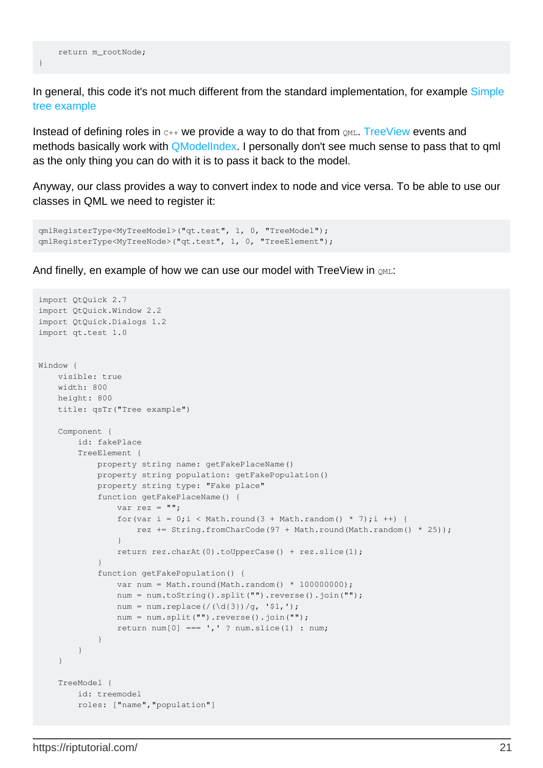```
    return m_rootNode;
}
```

In general, this code it's not much different from the standard implementation, for example Simple tree example

Instead of defining roles in C++ we provide a way to do that from QML. TreeView events and methods basically work with QModelIndex. I personally don't see much sense to pass that to qml as the only thing you can do with it is to pass it back to the model.

Anyway, our class provides a way to convert index to node and vice versa. To be able to use our classes in QML we need to register it:

```
qmlRegisterType<MyTreeModel>("qt.test", 1, 0, "TreeModel");
qmlRegisterType<MyTreeNode>("qt.test", 1, 0, "TreeElement");
```

And finelly, en example of how we can use our model with TreeView in QML:

```
import QtQuick 2.7
import QtQuick.Window 2.2
import QtQuick.Dialogs 1.2
import qt.test 1.0


Window {
    visible: true
    width: 800
    height: 800
    title: qsTr("Tree example")

    Component {
        id: fakePlace
        TreeElement {
            property string name: getFakePlaceName()
            property string population: getFakePopulation()
            property string type: "Fake place"
            function getFakePlaceName() {
                var rez = "";
                for(var i = 0;i < Math.round(3 + Math.random() * 7);i ++) {
                    rez += String.fromCharCode(97 + Math.round(Math.random() * 25));
                }
                return rez.charAt(0).toUpperCase() + rez.slice(1);
            }
            function getFakePopulation() {
                var num = Math.round(Math.random() * 100000000);
                num = num.toString().split("").reverse().join("");
                num = num.replace(/(\d{3})/g, '$1,');
                num = num.split("").reverse().join("");
                return num[0] === ',' ? num.slice(1) : num;
            }
        }
    }

    TreeModel {
        id: treemodel
        roles: ["name","population"]
```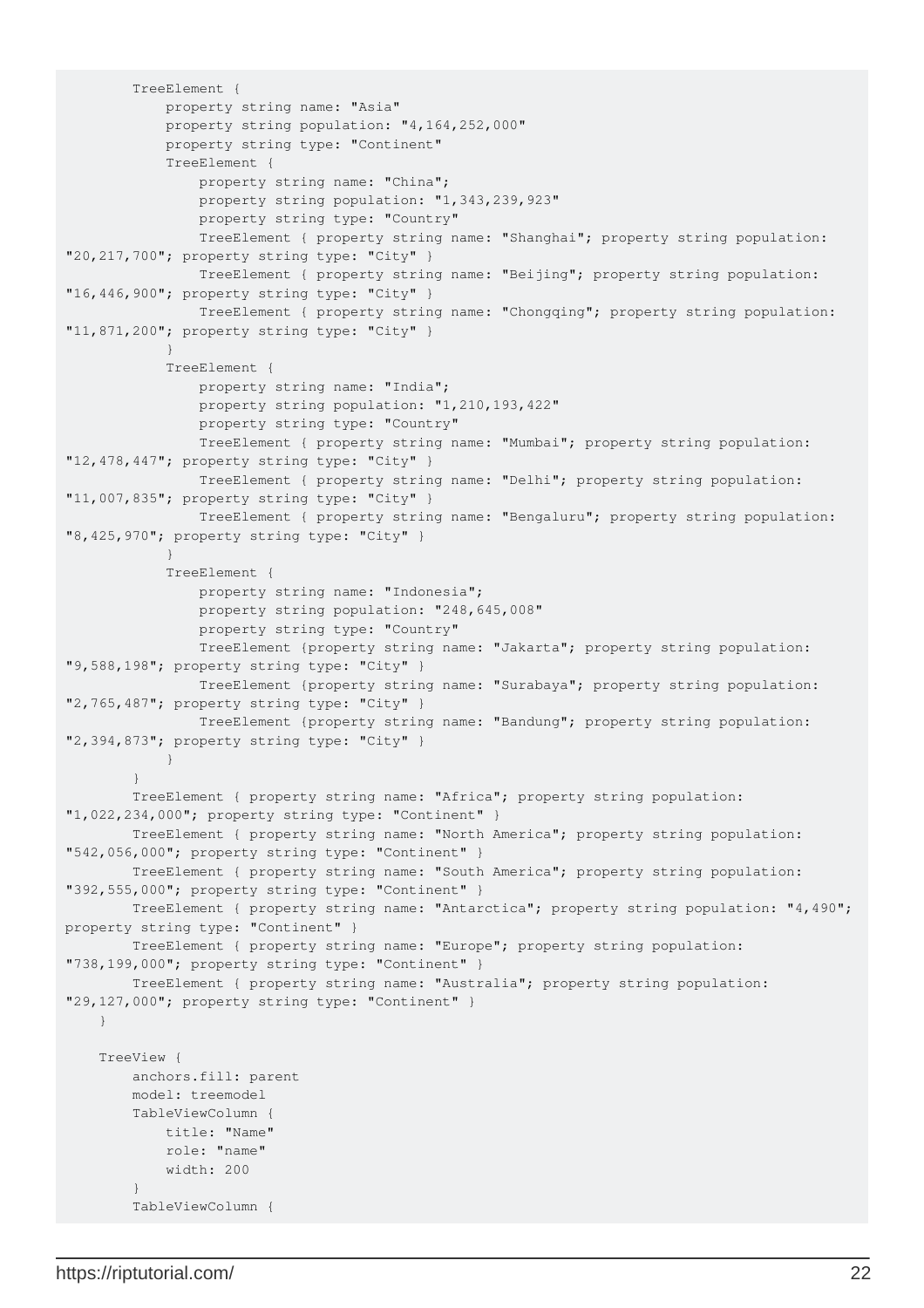```
        TreeElement {
            property string name: "Asia"
            property string population: "4,164,252,000"
            property string type: "Continent"
            TreeElement {
                property string name: "China";
                property string population: "1,343,239,923"
                property string type: "Country"
                TreeElement { property string name: "Shanghai"; property string population:
"20,217,700"; property string type: "City" }
                TreeElement { property string name: "Beijing"; property string population:
"16,446,900"; property string type: "City" }
                TreeElement { property string name: "Chongqing"; property string population:
"11,871,200"; property string type: "City" }
            }
            TreeElement {
                property string name: "India";
                property string population: "1,210,193,422"
                property string type: "Country"
                TreeElement { property string name: "Mumbai"; property string population:
"12,478,447"; property string type: "City" }
                TreeElement { property string name: "Delhi"; property string population:
"11,007,835"; property string type: "City" }
                TreeElement { property string name: "Bengaluru"; property string population:
"8,425,970"; property string type: "City" }
            }
            TreeElement {
                property string name: "Indonesia";
                property string population: "248,645,008"
                property string type: "Country"
                TreeElement {property string name: "Jakarta"; property string population:
"9,588,198"; property string type: "City" }
                TreeElement {property string name: "Surabaya"; property string population:
"2,765,487"; property string type: "City" }
                TreeElement {property string name: "Bandung"; property string population:
"2,394,873"; property string type: "City" }
            }
        }
        TreeElement { property string name: "Africa"; property string population:
"1,022,234,000"; property string type: "Continent" }
        TreeElement { property string name: "North America"; property string population:
"542,056,000"; property string type: "Continent" }
        TreeElement { property string name: "South America"; property string population:
"392,555,000"; property string type: "Continent" }
        TreeElement { property string name: "Antarctica"; property string population: "4,490";
property string type: "Continent" }
        TreeElement { property string name: "Europe"; property string population:
"738,199,000"; property string type: "Continent" }
        TreeElement { property string name: "Australia"; property string population:
"29,127,000"; property string type: "Continent" }
    }

    TreeView {
        anchors.fill: parent
        model: treemodel
        TableViewColumn {
            title: "Name"
            role: "name"
            width: 200
        }
        TableViewColumn {
```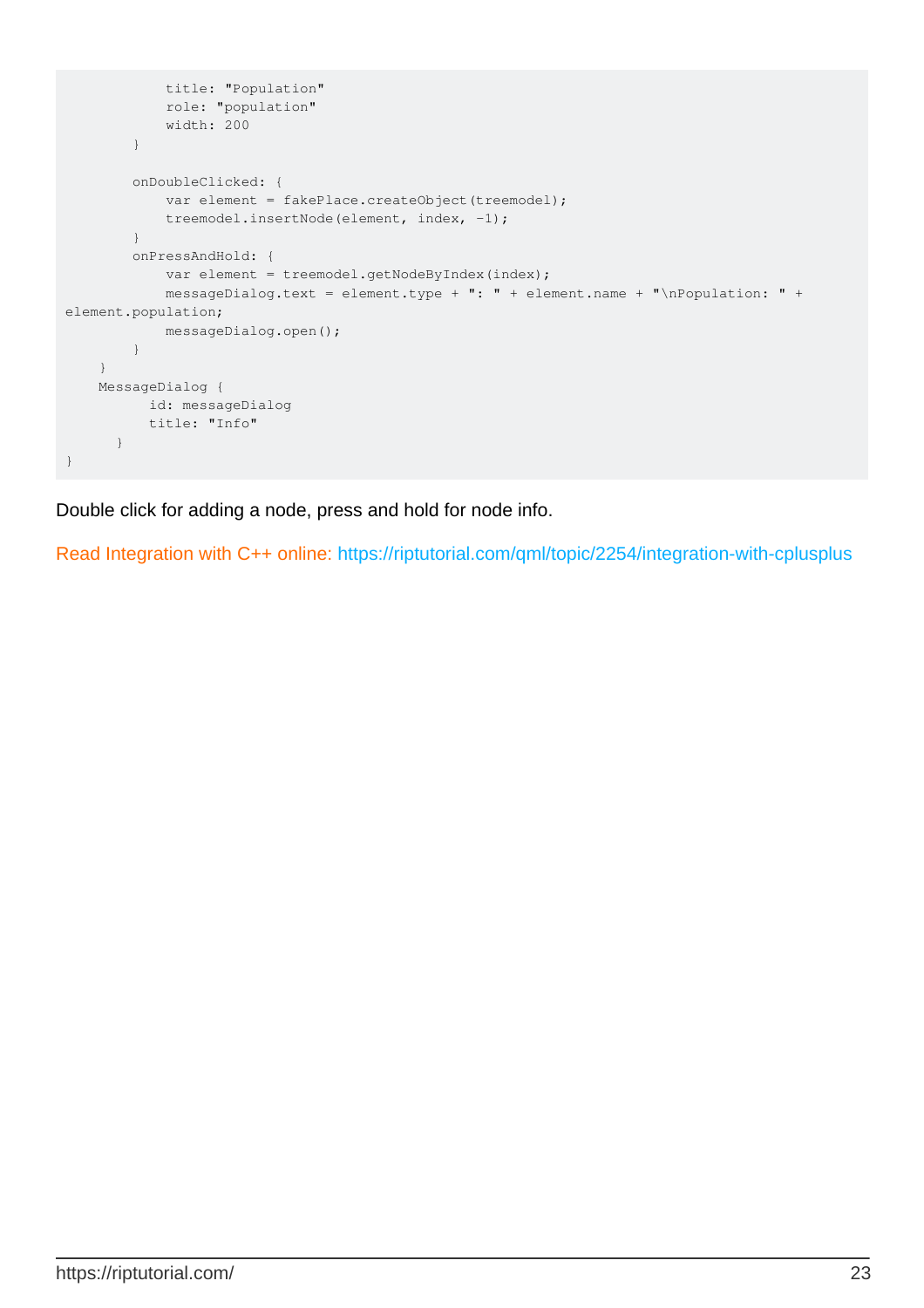```
            title: "Population"
            role: "population"
            width: 200
        }

        onDoubleClicked: {
            var element = fakePlace.createObject(treemodel);
            treemodel.insertNode(element, index, -1);
        }
        onPressAndHold: {
            var element = treemodel.getNodeByIndex(index);
            messageDialog.text = element.type + ": " + element.name + "\nPopulation: " +
element.population;
            messageDialog.open();
        }
    }
    MessageDialog {
          id: messageDialog
          title: "Info"
      }
}
```

Double click for adding a node, press and hold for node info.

Read Integration with C++ online: https://riptutorial.com/qml/topic/2254/integration-with-cplusplus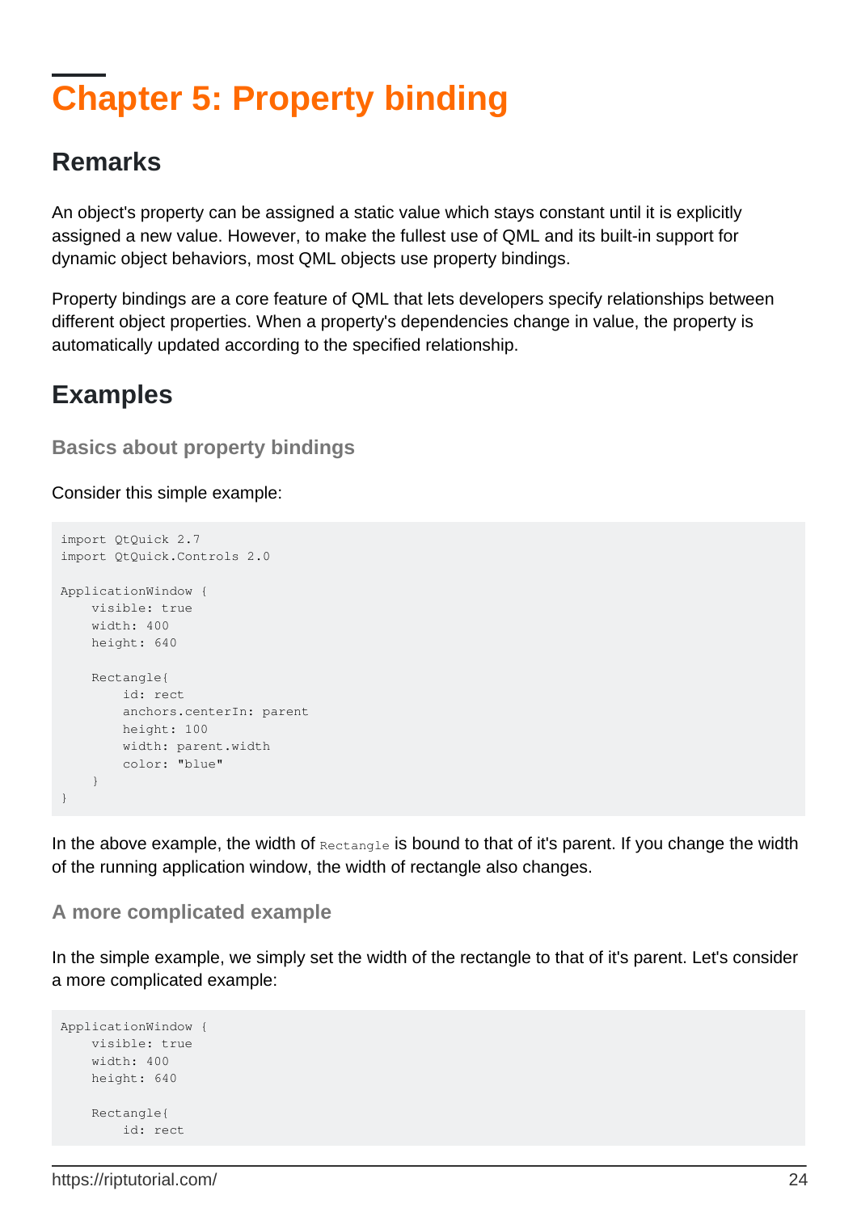# Chapter 5: Property binding

## Remarks

An object's property can be assigned a static value which stays constant until it is explicitly assigned a new value. However, to make the fullest use of QML and its built-in support for dynamic object behaviors, most QML objects use property bindings.

Property bindings are a core feature of QML that lets developers specify relationships between different object properties. When a property's dependencies change in value, the property is automatically updated according to the specified relationship.

## Examples

### Basics about property bindings

Consider this simple example:

```
import QtQuick 2.7
import QtQuick.Controls 2.0

ApplicationWindow {
    visible: true
    width: 400
    height: 640

    Rectangle{
        id: rect
        anchors.centerIn: parent
        height: 100
        width: parent.width
        color: "blue"
    }
}
```

In the above example, the width of `Rectangle` is bound to that of it's parent. If you change the width of the running application window, the width of rectangle also changes.

### A more complicated example

In the simple example, we simply set the width of the rectangle to that of it's parent. Let's consider a more complicated example:

```
ApplicationWindow {
    visible: true
    width: 400
    height: 640

    Rectangle{
        id: rect
```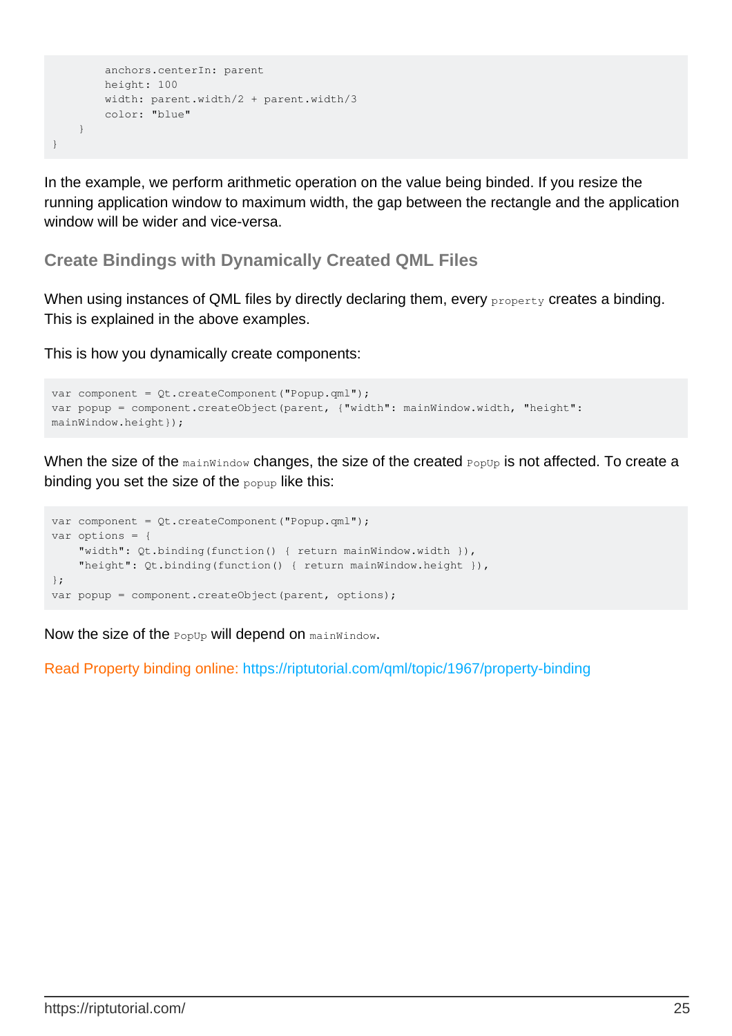```
        anchors.centerIn: parent
        height: 100
        width: parent.width/2 + parent.width/3
        color: "blue"
    }
}
```

In the example, we perform arithmetic operation on the value being binded. If you resize the running application window to maximum width, the gap between the rectangle and the application window will be wider and vice-versa.

## Create Bindings with Dynamically Created QML Files

When using instances of QML files by directly declaring them, every `property` creates a binding. This is explained in the above examples.

This is how you dynamically create components:

```
var component = Qt.createComponent("Popup.qml");
var popup = component.createObject(parent, {"width": mainWindow.width, "height":
mainWindow.height});
```

When the size of the `mainWindow` changes, the size of the created `PopUp` is not affected. To create a binding you set the size of the `popup` like this:

```
var component = Qt.createComponent("Popup.qml");
var options = {
    "width": Qt.binding(function() { return mainWindow.width }),
    "height": Qt.binding(function() { return mainWindow.height }),
};
var popup = component.createObject(parent, options);
```

Now the size of the `PopUp` will depend on `mainWindow`.

Read Property binding online: https://riptutorial.com/qml/topic/1967/property-binding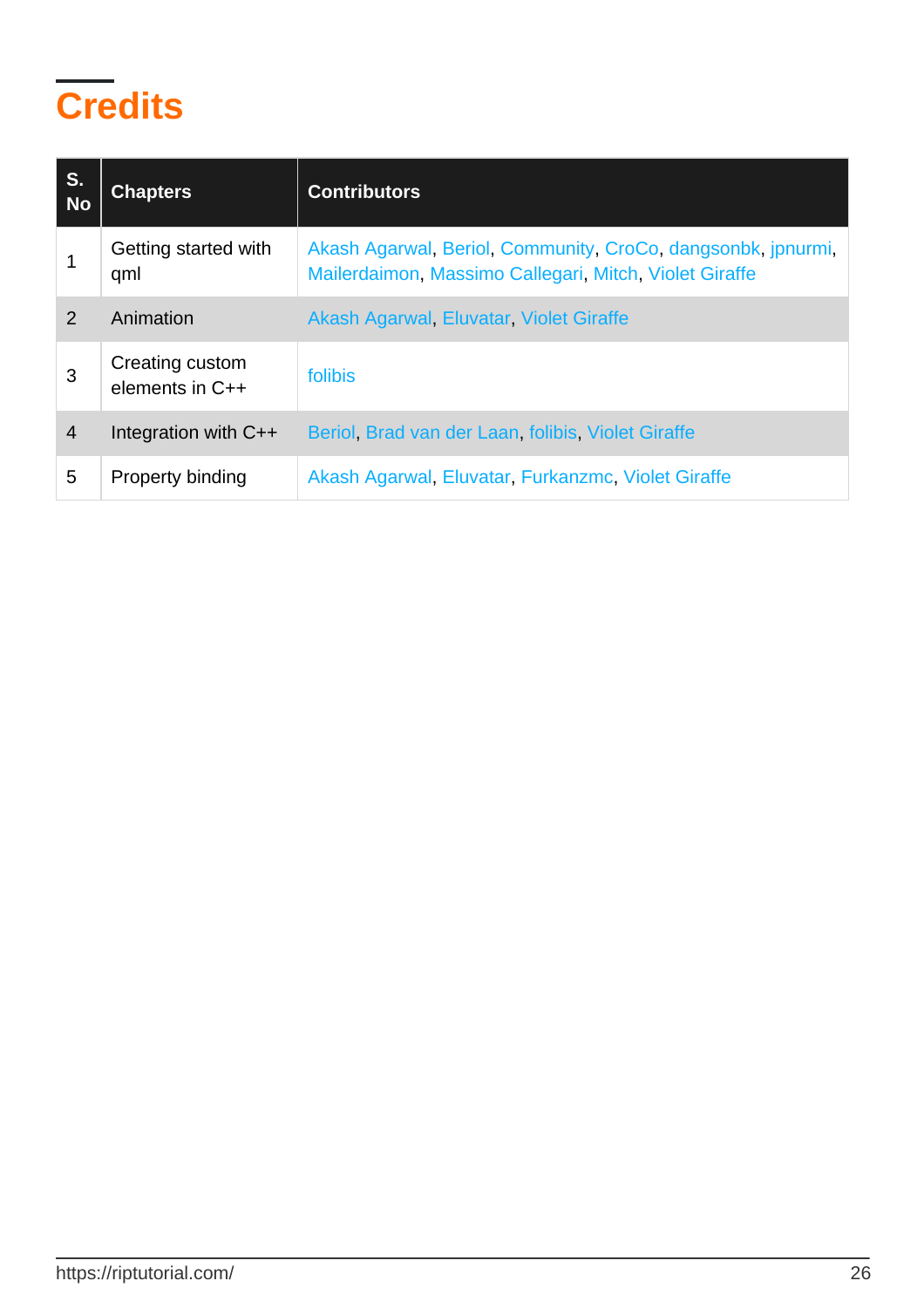# Credits

| S. No | Chapters | Contributors |
| --- | --- | --- |
| 1 | Getting started with qml | Akash Agarwal, Beriol, Community, CroCo, dangsonbk, jpnurmi, Mailerdaimon, Massimo Callegari, Mitch, Violet Giraffe |
| 2 | Animation | Akash Agarwal, Eluvatar, Violet Giraffe |
| 3 | Creating custom elements in C++ | folibis |
| 4 | Integration with C++ | Beriol, Brad van der Laan, folibis, Violet Giraffe |
| 5 | Property binding | Akash Agarwal, Eluvatar, Furkanzmc, Violet Giraffe |